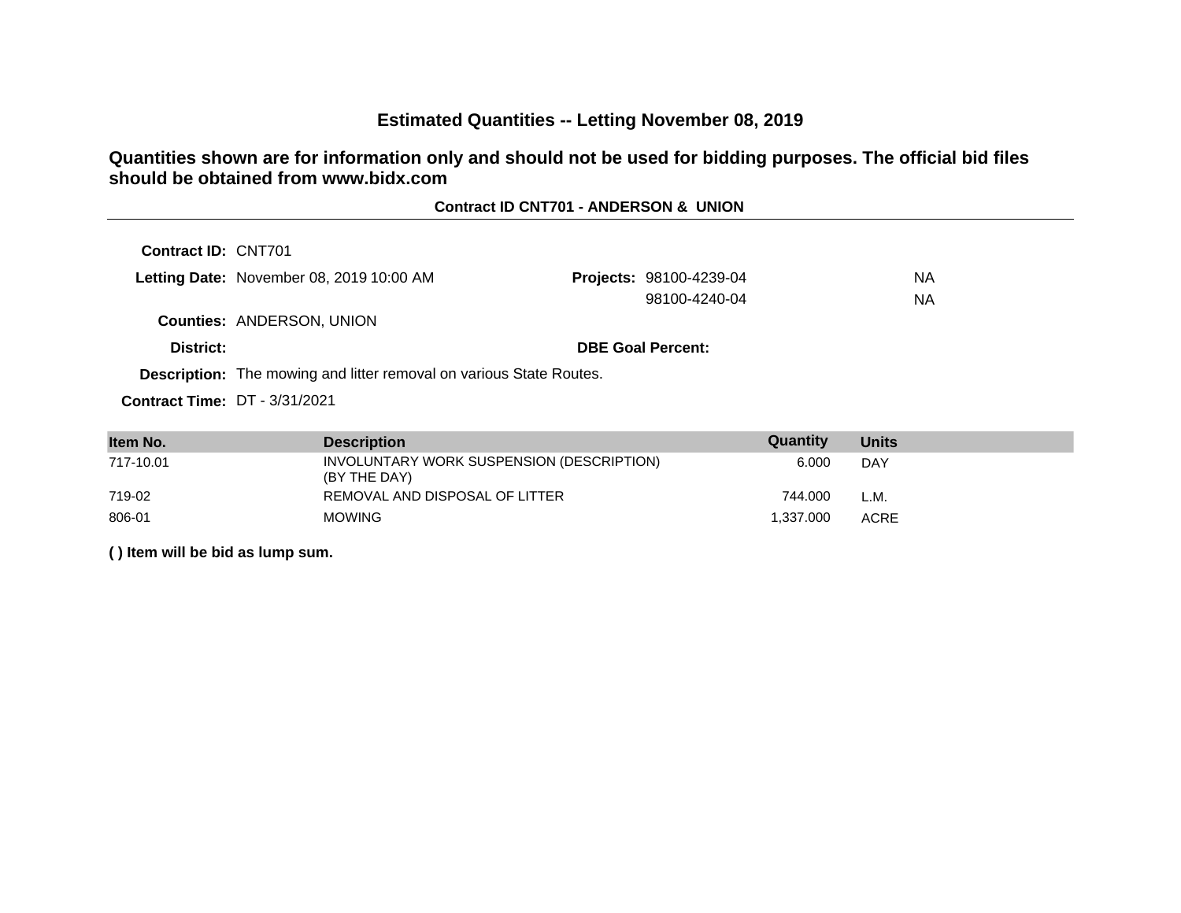# Estimated Quantities -- Letting November 08, 2019

**Quantities shown are for information only and should not be used for bidding purposes. The official bid files should be obtained from www.bidx.com**

**Contract ID CNT701 - ANDERSON & UNION**

**Contract ID:** CNT701

**Letting Date:** November 08, 2019 10:00 AM

**Projects:** 98100-4239-04 NA
98100-4240-04 NA

**Counties:** ANDERSON, UNION

**District:**

**DBE Goal Percent:**

**Description:** The mowing and litter removal on various State Routes.

**Contract Time:** DT - 3/31/2021

| Item No. | Description | Quantity | Units |
|---|---|---|---|
| 717-10.01 | INVOLUNTARY WORK SUSPENSION (DESCRIPTION) (BY THE DAY) | 6.000 | DAY |
| 719-02 | REMOVAL AND DISPOSAL OF LITTER | 744.000 | L.M. |
| 806-01 | MOWING | 1,337.000 | ACRE |

**( ) Item will be bid as lump sum.**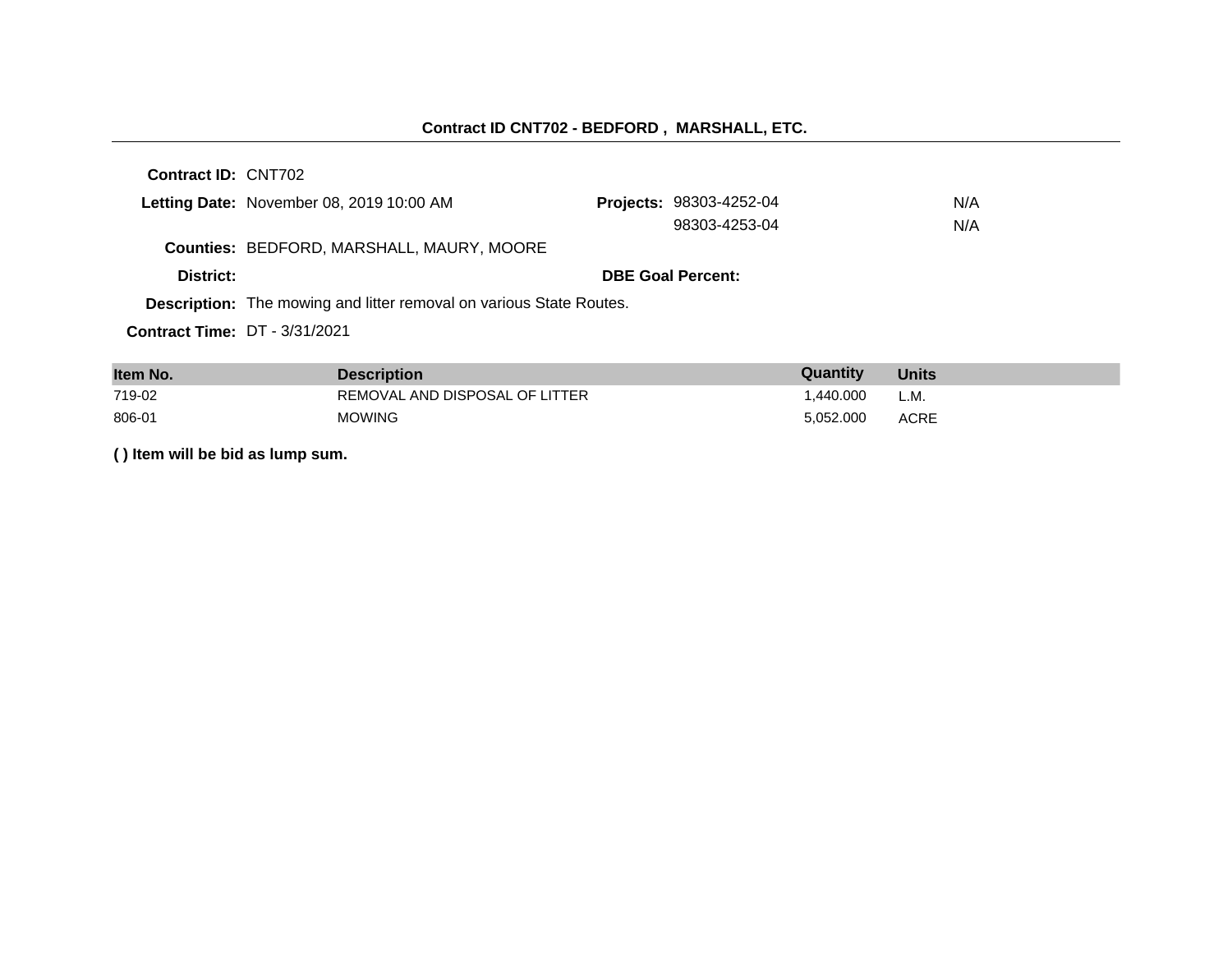## Contract ID CNT702 - BEDFORD , MARSHALL, ETC.

**Contract ID:** CNT702

**Letting Date:** November 08, 2019 10:00 AM

**Projects:** 98303-4252-04 N/A
98303-4253-04 N/A

**Counties:** BEDFORD, MARSHALL, MAURY, MOORE

**District:**

**DBE Goal Percent:**

**Description:** The mowing and litter removal on various State Routes.

**Contract Time:** DT - 3/31/2021

| Item No. | Description | Quantity | Units |
|---|---|---|---|
| 719-02 | REMOVAL AND DISPOSAL OF LITTER | 1,440.000 | L.M. |
| 806-01 | MOWING | 5,052.000 | ACRE |

**( ) Item will be bid as lump sum.**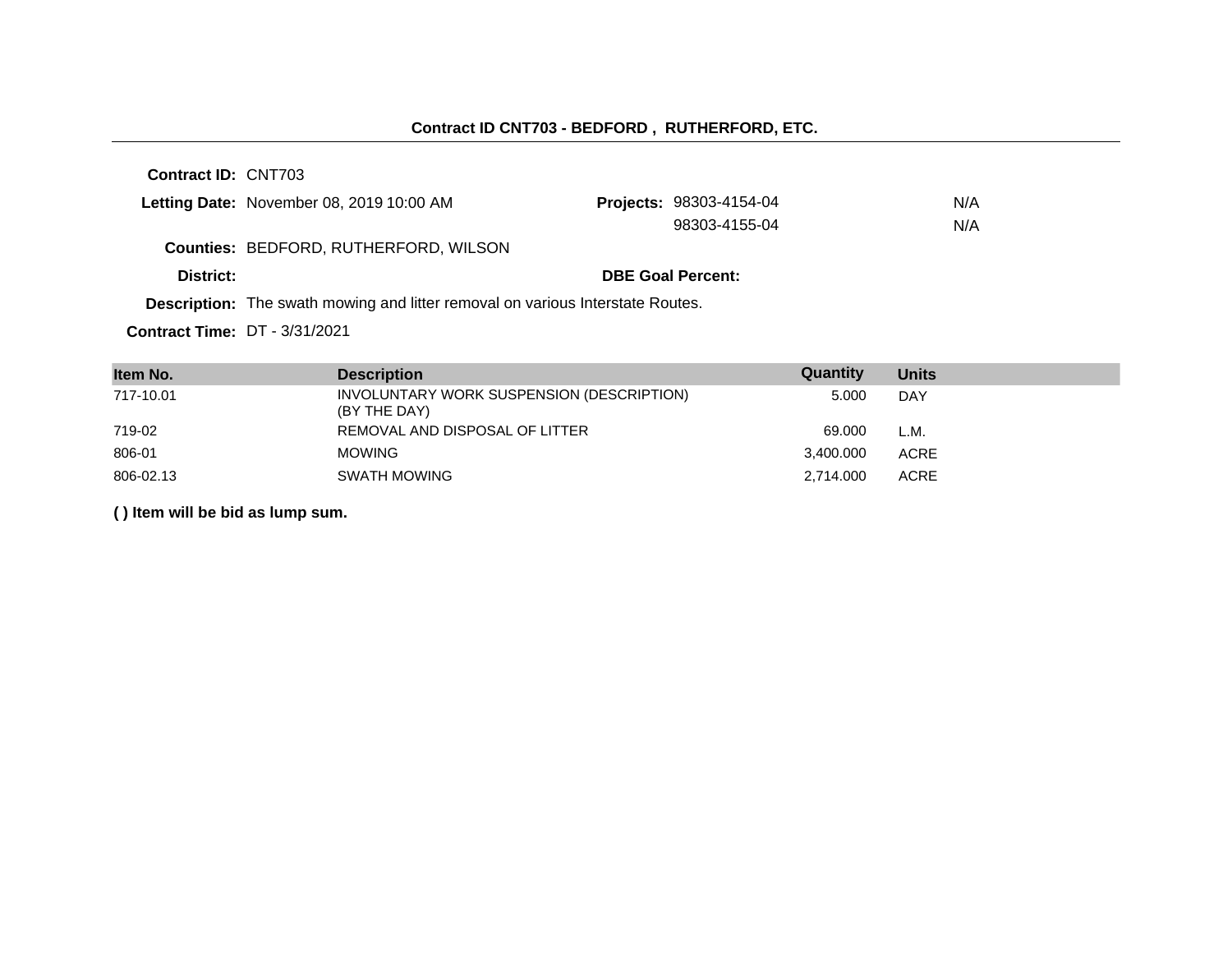## Contract ID CNT703 - BEDFORD , RUTHERFORD, ETC.

**Contract ID:** CNT703

**Letting Date:** November 08, 2019 10:00 AM

**Projects:** 98303-4154-04 N/A
98303-4155-04 N/A

**Counties:** BEDFORD, RUTHERFORD, WILSON

**District:**

**DBE Goal Percent:**

**Description:** The swath mowing and litter removal on various Interstate Routes.

**Contract Time:** DT - 3/31/2021

| Item No. | Description | Quantity | Units |
|---|---|---|---|
| 717-10.01 | INVOLUNTARY WORK SUSPENSION (DESCRIPTION) (BY THE DAY) | 5.000 | DAY |
| 719-02 | REMOVAL AND DISPOSAL OF LITTER | 69.000 | L.M. |
| 806-01 | MOWING | 3,400.000 | ACRE |
| 806-02.13 | SWATH MOWING | 2,714.000 | ACRE |

**( ) Item will be bid as lump sum.**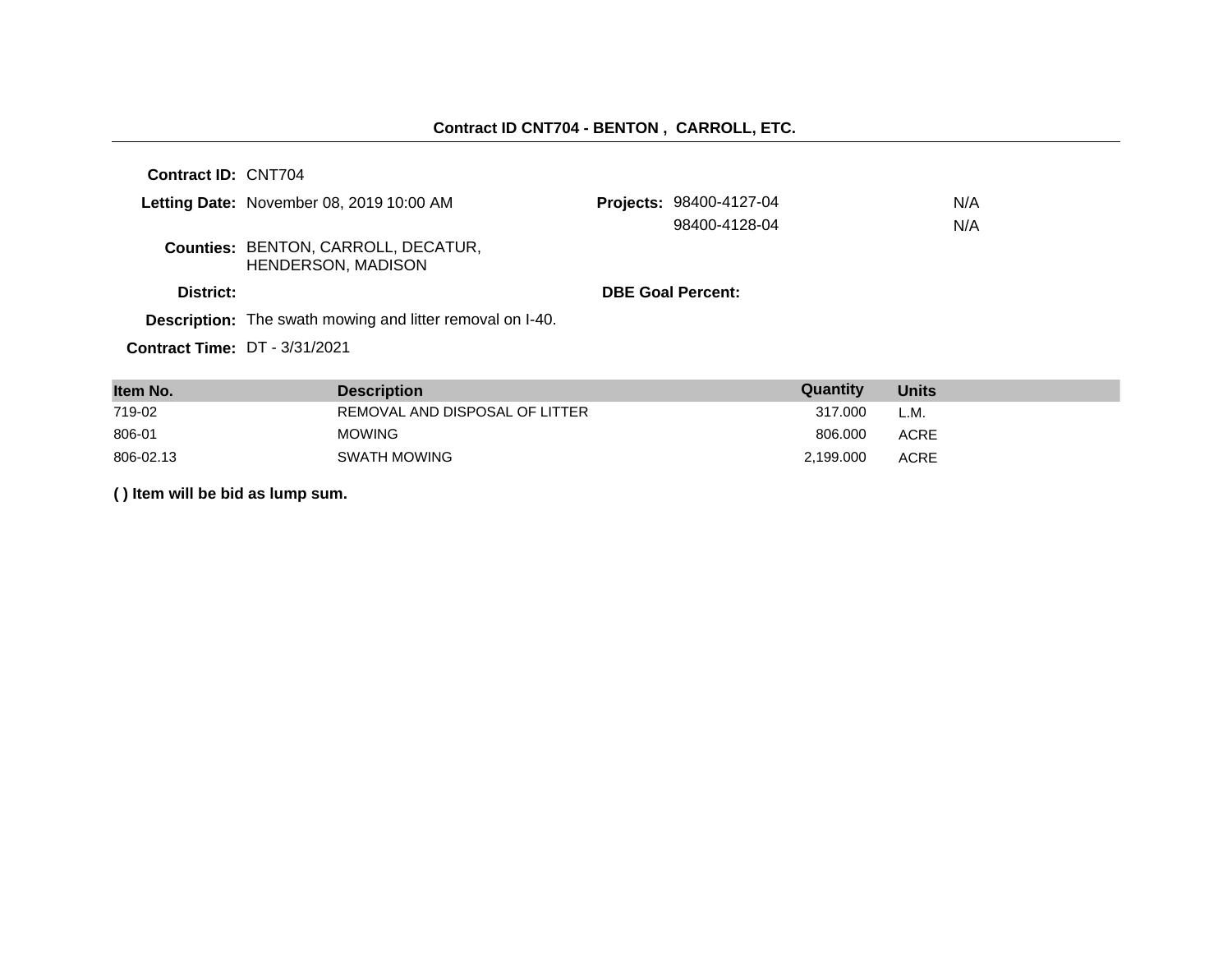## Contract ID CNT704 - BENTON , CARROLL, ETC.

**Contract ID:** CNT704

**Letting Date:** November 08, 2019 10:00 AM

**Projects:** 98400-4127-04 N/A
98400-4128-04 N/A

**Counties:** BENTON, CARROLL, DECATUR, HENDERSON, MADISON

**District:**

**DBE Goal Percent:**

**Description:** The swath mowing and litter removal on I-40.

**Contract Time:** DT - 3/31/2021

| Item No. | Description | Quantity | Units |
|---|---|---|---|
| 719-02 | REMOVAL AND DISPOSAL OF LITTER | 317.000 | L.M. |
| 806-01 | MOWING | 806.000 | ACRE |
| 806-02.13 | SWATH MOWING | 2,199.000 | ACRE |

**( ) Item will be bid as lump sum.**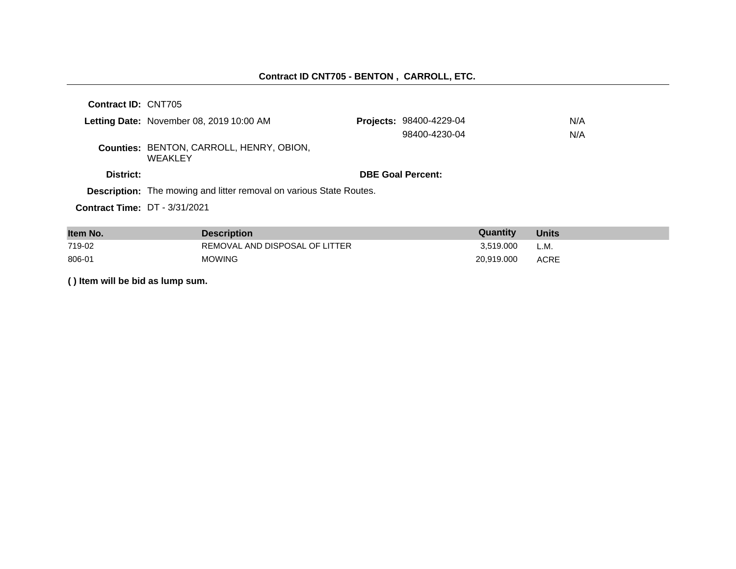**Contract ID CNT705 - BENTON , CARROLL, ETC.**

---

**Contract ID:** CNT705

**Letting Date:** November 08, 2019 10:00 AM

**Projects:** 98400-4229-04 N/A
98400-4230-04 N/A

**Counties:** BENTON, CARROLL, HENRY, OBION, WEAKLEY

**District:**

**DBE Goal Percent:**

**Description:** The mowing and litter removal on various State Routes.

**Contract Time:** DT - 3/31/2021

| Item No. | Description | Quantity | Units |
|---|---|---|---|
| 719-02 | REMOVAL AND DISPOSAL OF LITTER | 3,519.000 | L.M. |
| 806-01 | MOWING | 20,919.000 | ACRE |

**( ) Item will be bid as lump sum.**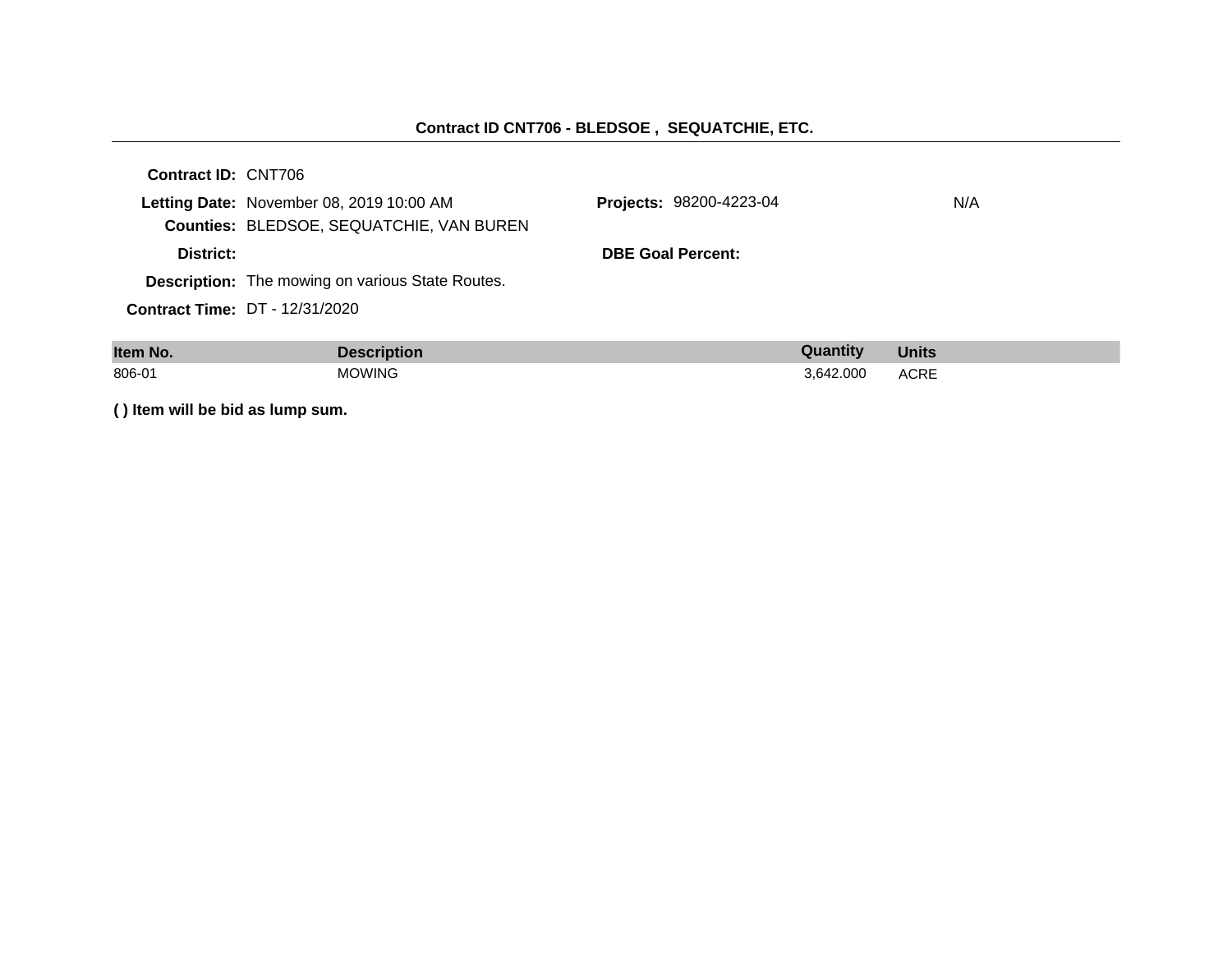## Contract ID CNT706 - BLEDSOE , SEQUATCHIE, ETC.

**Contract ID:** CNT706

**Letting Date:** November 08, 2019 10:00 AM

**Projects:** 98200-4223-04 N/A

**Counties:** BLEDSOE, SEQUATCHIE, VAN BUREN

**District:**

**DBE Goal Percent:**

**Description:** The mowing on various State Routes.

**Contract Time:** DT - 12/31/2020

| Item No. | Description | Quantity | Units |
|---|---|---|---|
| 806-01 | MOWING | 3,642.000 | ACRE |

**( ) Item will be bid as lump sum.**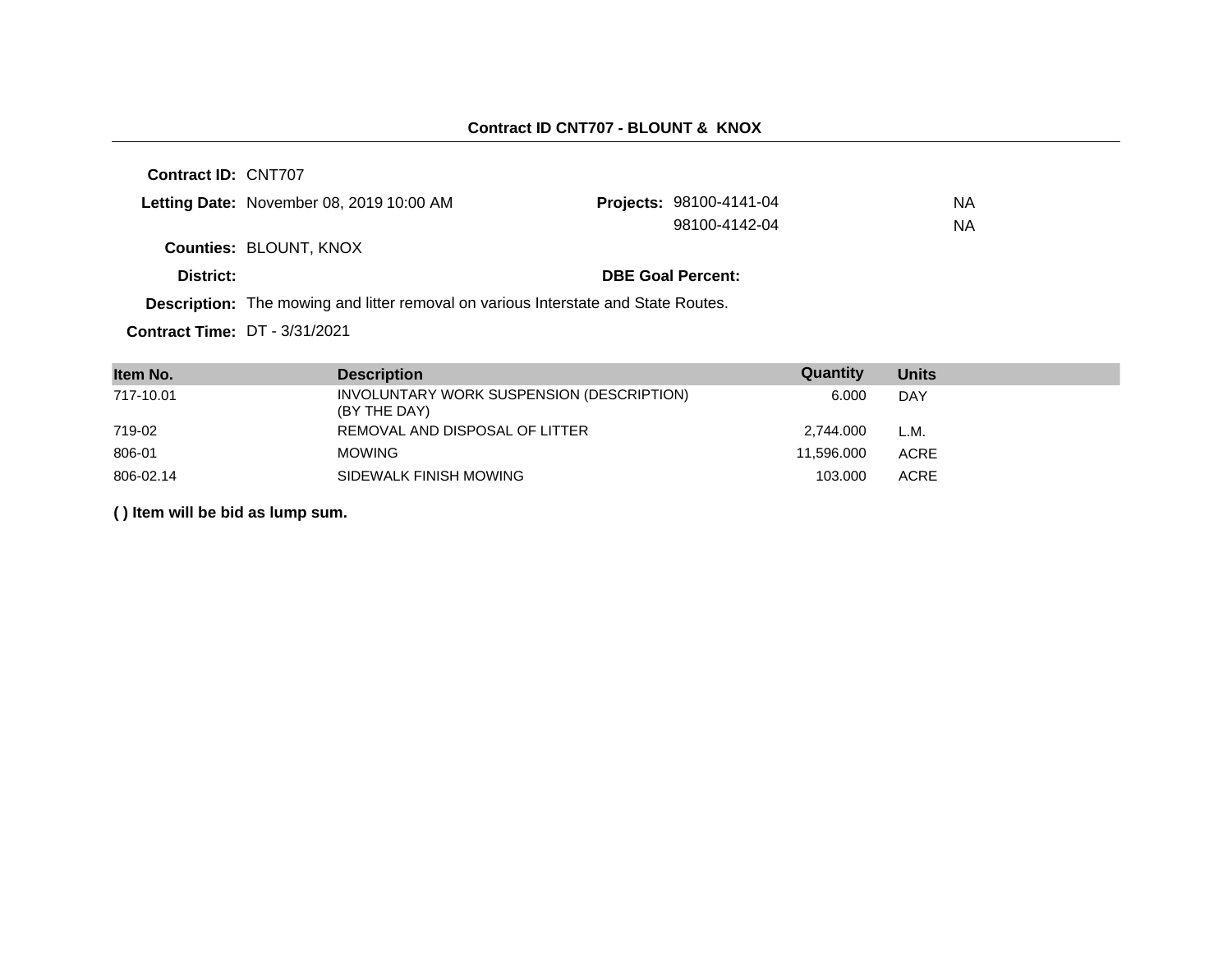**Contract ID CNT707 - BLOUNT & KNOX**

---

**Contract ID:** CNT707

**Letting Date:** November 08, 2019 10:00 AM

**Projects:** 98100-4141-04 NA
98100-4142-04 NA

**Counties:** BLOUNT, KNOX

**District:**

**DBE Goal Percent:**

**Description:** The mowing and litter removal on various Interstate and State Routes.

**Contract Time:** DT - 3/31/2021

| Item No. | Description | Quantity | Units |
|---|---|---|---|
| 717-10.01 | INVOLUNTARY WORK SUSPENSION (DESCRIPTION) (BY THE DAY) | 6.000 | DAY |
| 719-02 | REMOVAL AND DISPOSAL OF LITTER | 2,744.000 | L.M. |
| 806-01 | MOWING | 11,596.000 | ACRE |
| 806-02.14 | SIDEWALK FINISH MOWING | 103.000 | ACRE |

**( ) Item will be bid as lump sum.**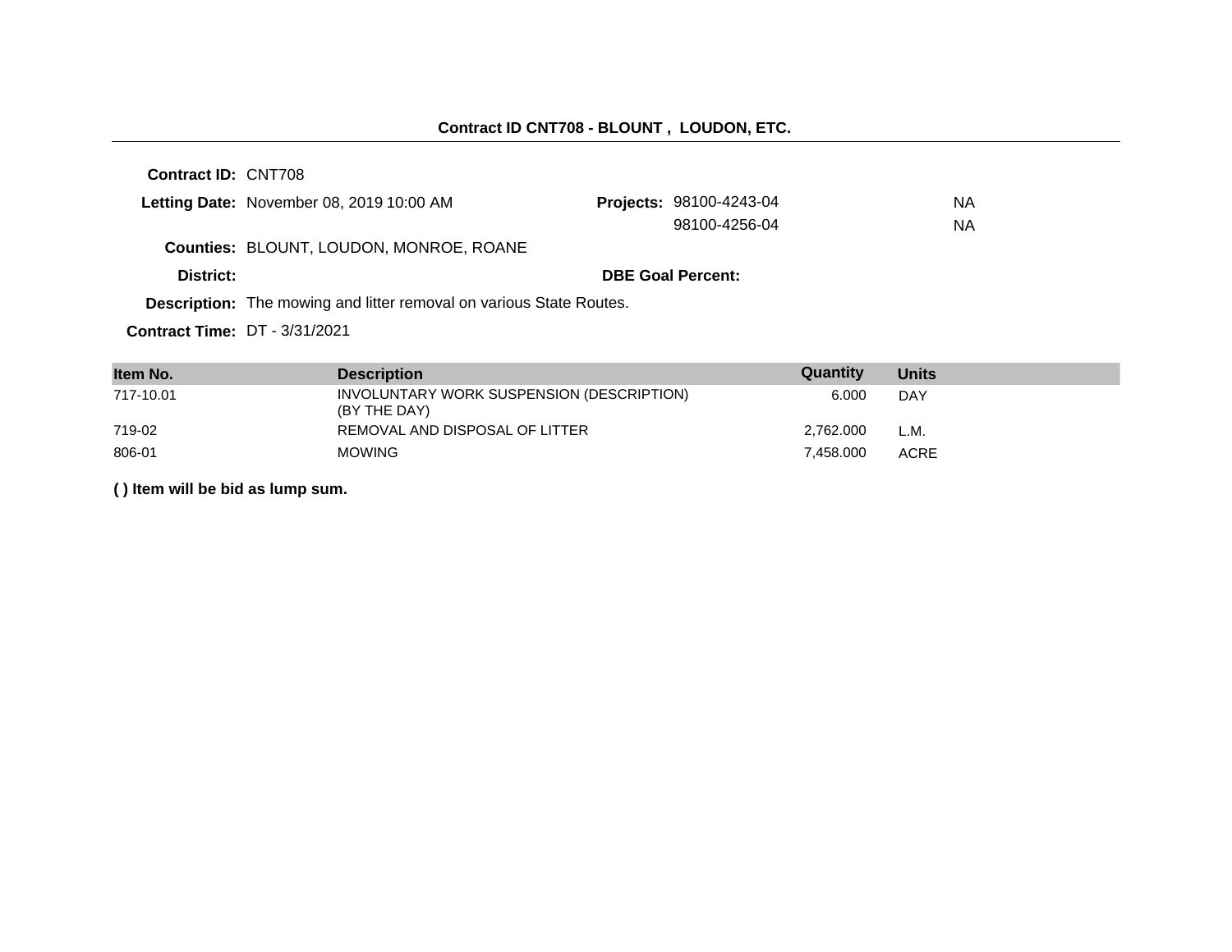## Contract ID CNT708 - BLOUNT , LOUDON, ETC.

**Contract ID:** CNT708

**Letting Date:** November 08, 2019 10:00 AM

**Projects:** 98100-4243-04 NA
98100-4256-04 NA

**Counties:** BLOUNT, LOUDON, MONROE, ROANE

**District:**

**DBE Goal Percent:**

**Description:** The mowing and litter removal on various State Routes.

**Contract Time:** DT - 3/31/2021

| Item No. | Description | Quantity | Units |
|---|---|---|---|
| 717-10.01 | INVOLUNTARY WORK SUSPENSION (DESCRIPTION) (BY THE DAY) | 6.000 | DAY |
| 719-02 | REMOVAL AND DISPOSAL OF LITTER | 2,762.000 | L.M. |
| 806-01 | MOWING | 7,458.000 | ACRE |

**( ) Item will be bid as lump sum.**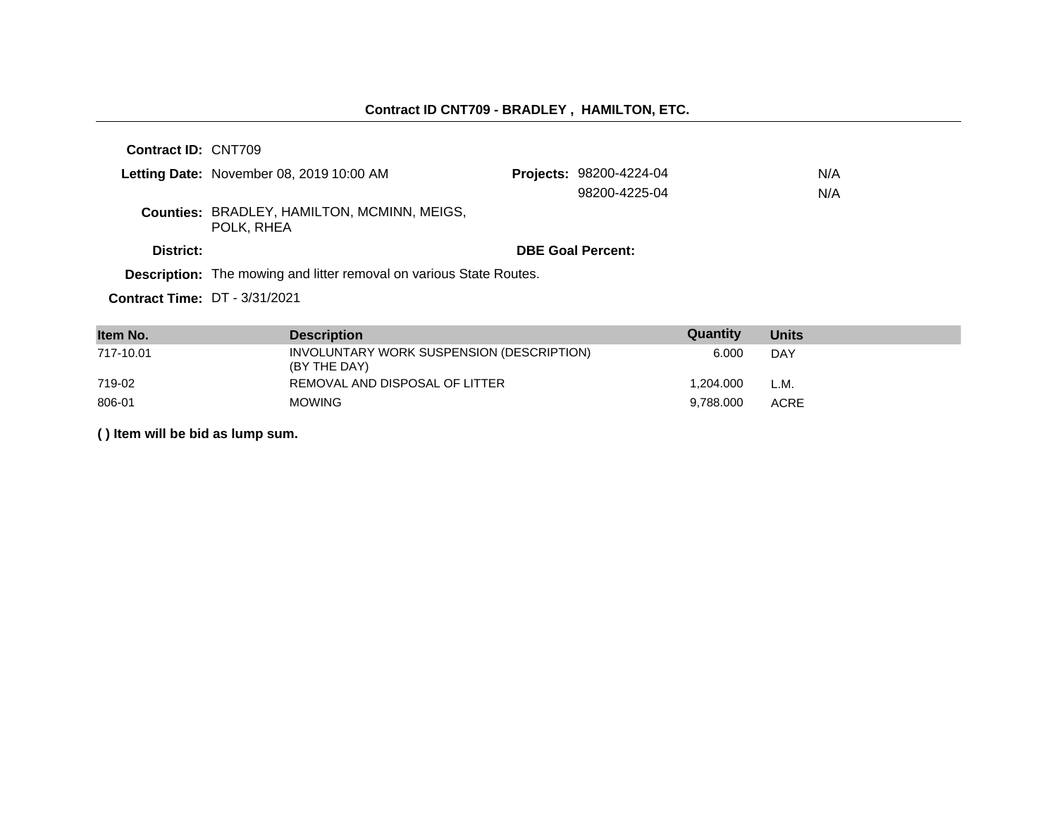## Contract ID CNT709 - BRADLEY , HAMILTON, ETC.

**Contract ID:** CNT709

**Letting Date:** November 08, 2019 10:00 AM

**Projects:** 98200-4224-04 N/A
98200-4225-04 N/A

**Counties:** BRADLEY, HAMILTON, MCMINN, MEIGS, POLK, RHEA

**District:**

**DBE Goal Percent:**

**Description:** The mowing and litter removal on various State Routes.

**Contract Time:** DT - 3/31/2021

| Item No. | Description | Quantity | Units |
|---|---|---|---|
| 717-10.01 | INVOLUNTARY WORK SUSPENSION (DESCRIPTION) (BY THE DAY) | 6.000 | DAY |
| 719-02 | REMOVAL AND DISPOSAL OF LITTER | 1,204.000 | L.M. |
| 806-01 | MOWING | 9,788.000 | ACRE |

**( ) Item will be bid as lump sum.**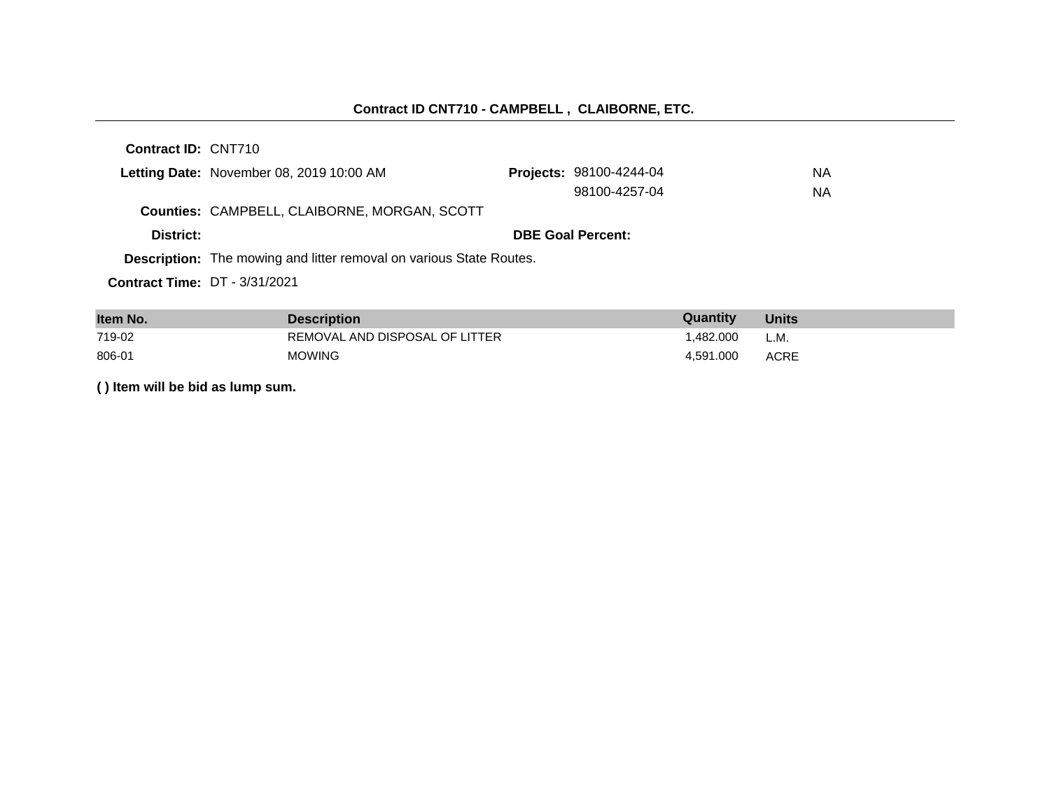## Contract ID CNT710 - CAMPBELL , CLAIBORNE, ETC.

**Contract ID:** CNT710

**Letting Date:** November 08, 2019 10:00 AM

**Projects:** 98100-4244-04 NA
98100-4257-04 NA

**Counties:** CAMPBELL, CLAIBORNE, MORGAN, SCOTT

**District:**

**DBE Goal Percent:**

**Description:** The mowing and litter removal on various State Routes.

**Contract Time:** DT - 3/31/2021

| Item No. | Description | Quantity | Units |
|---|---|---|---|
| 719-02 | REMOVAL AND DISPOSAL OF LITTER | 1,482.000 | L.M. |
| 806-01 | MOWING | 4,591.000 | ACRE |

**( ) Item will be bid as lump sum.**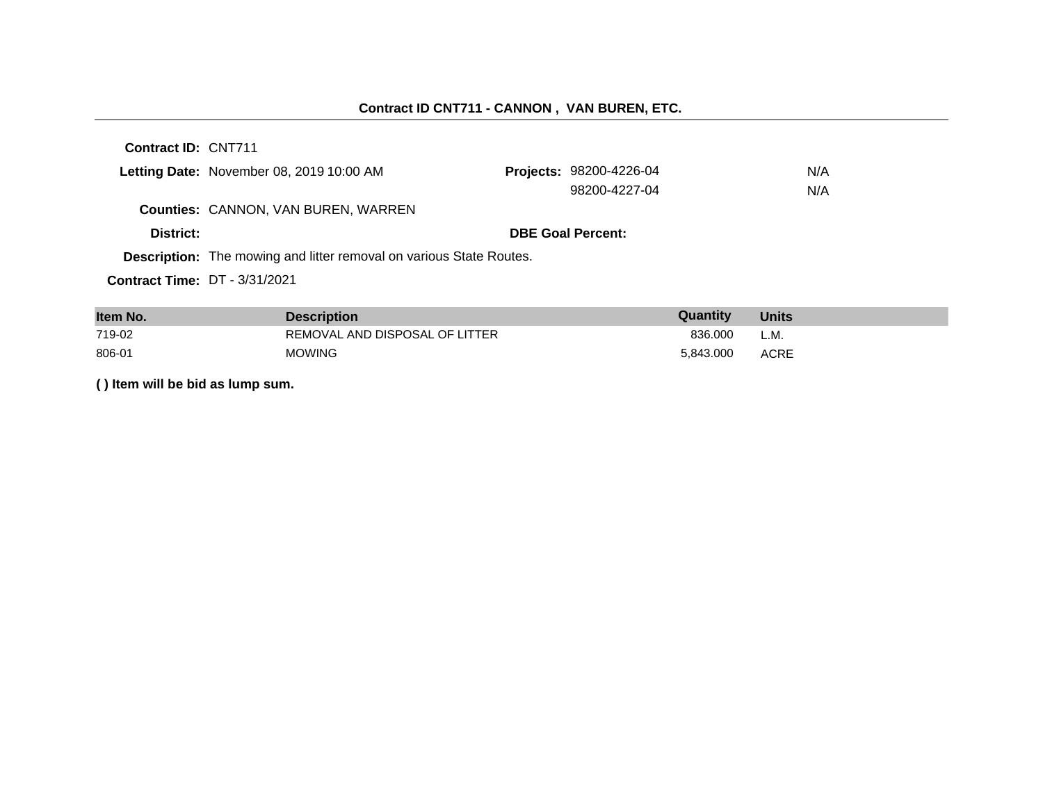**Contract ID CNT711 - CANNON , VAN BUREN, ETC.**

---

**Contract ID:** CNT711

**Letting Date:** November 08, 2019 10:00 AM

**Projects:** 98200-4226-04 N/A
98200-4227-04 N/A

**Counties:** CANNON, VAN BUREN, WARREN

**District:**

**DBE Goal Percent:**

**Description:** The mowing and litter removal on various State Routes.

**Contract Time:** DT - 3/31/2021

| Item No. | Description | Quantity | Units |
|---|---|---|---|
| 719-02 | REMOVAL AND DISPOSAL OF LITTER | 836.000 | L.M. |
| 806-01 | MOWING | 5,843.000 | ACRE |

**( ) Item will be bid as lump sum.**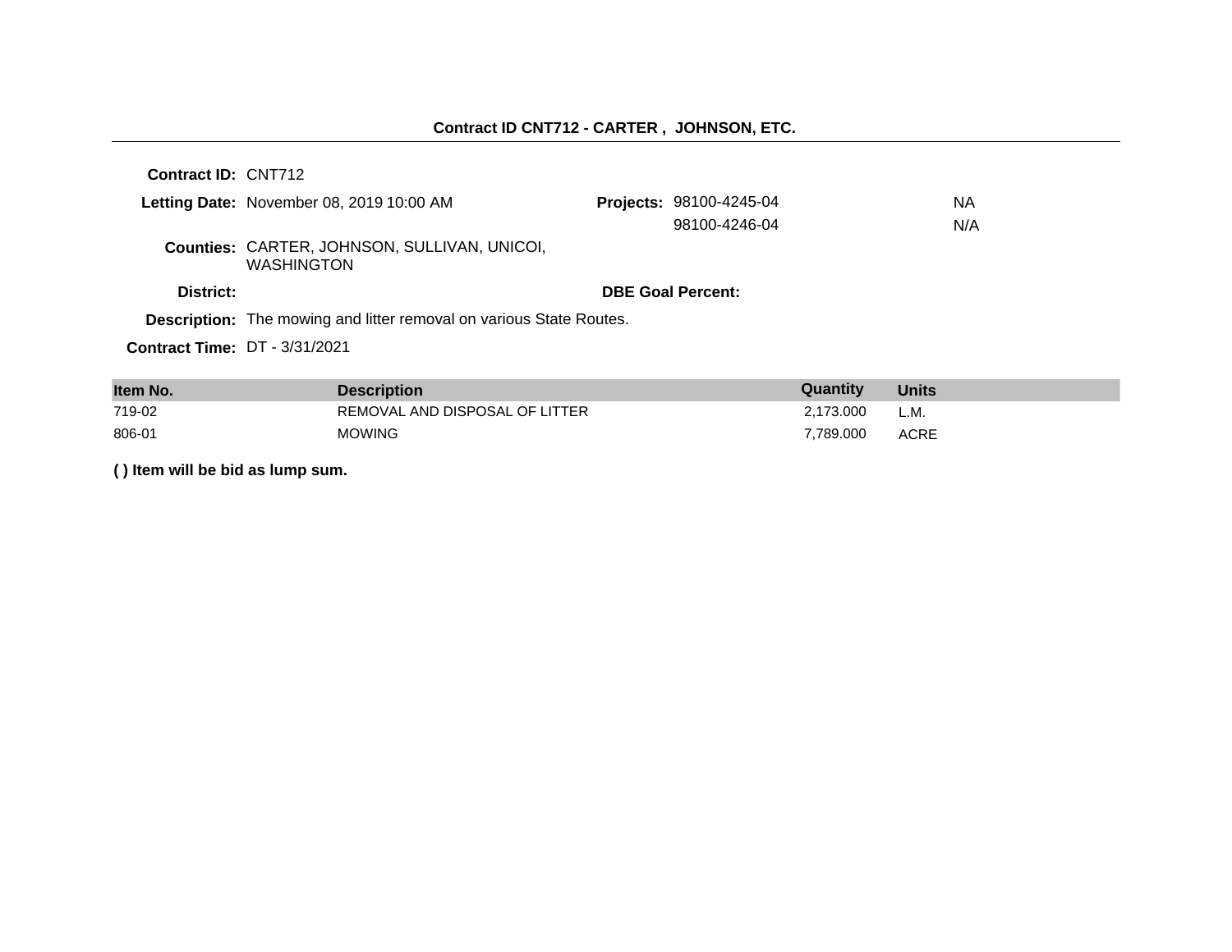## Contract ID CNT712 - CARTER , JOHNSON, ETC.

**Contract ID:** CNT712

**Letting Date:** November 08, 2019 10:00 AM

**Projects:** 98100-4245-04 NA
98100-4246-04 N/A

**Counties:** CARTER, JOHNSON, SULLIVAN, UNICOI, WASHINGTON

**District:**

**DBE Goal Percent:**

**Description:** The mowing and litter removal on various State Routes.

**Contract Time:** DT - 3/31/2021

| Item No. | Description | Quantity | Units |
|---|---|---|---|
| 719-02 | REMOVAL AND DISPOSAL OF LITTER | 2,173.000 | L.M. |
| 806-01 | MOWING | 7,789.000 | ACRE |

**( ) Item will be bid as lump sum.**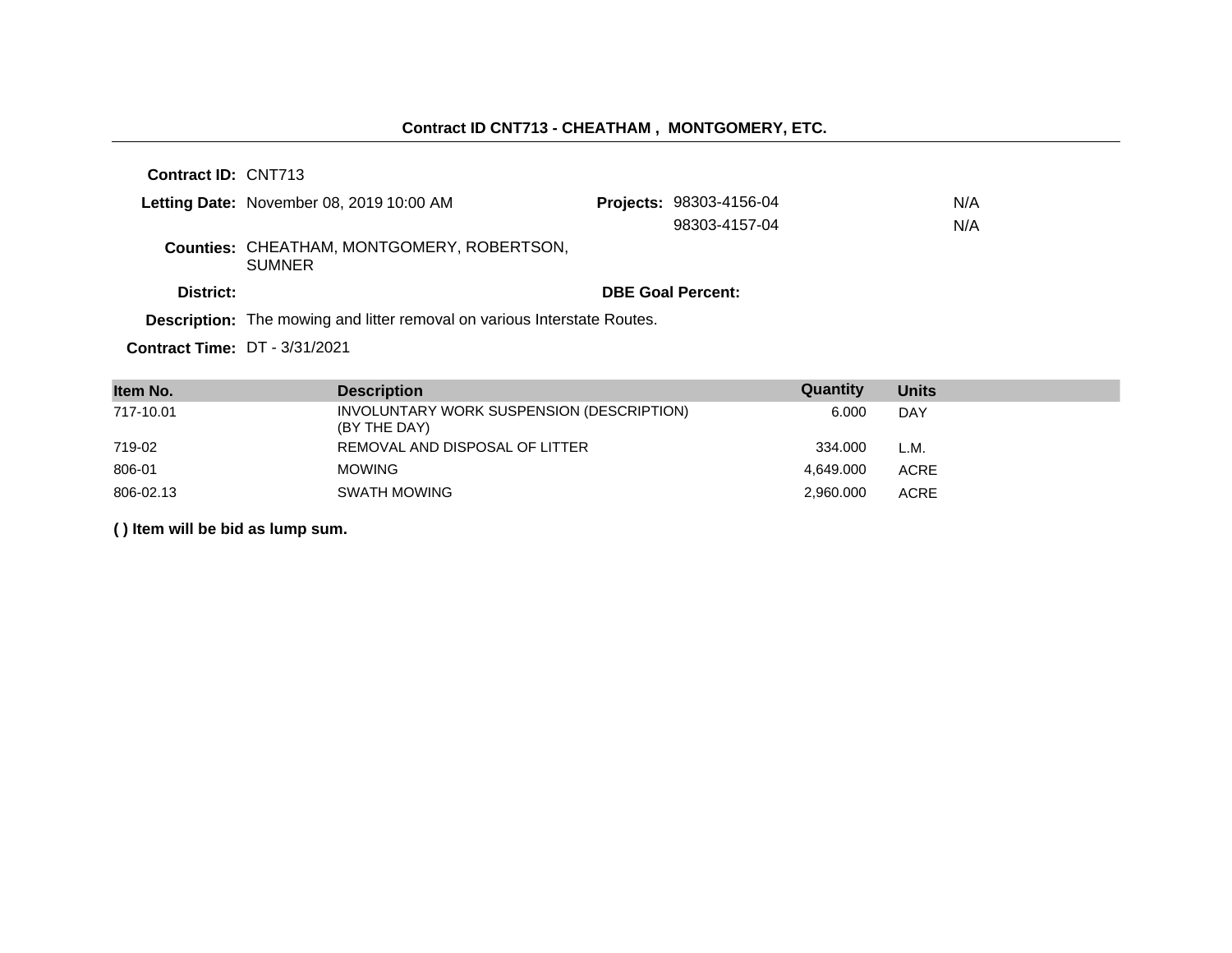## Contract ID CNT713 - CHEATHAM , MONTGOMERY, ETC.

**Contract ID:** CNT713

**Letting Date:** November 08, 2019 10:00 AM

**Projects:** 98303-4156-04 N/A
98303-4157-04 N/A

**Counties:** CHEATHAM, MONTGOMERY, ROBERTSON, SUMNER

**District:**

**DBE Goal Percent:**

**Description:** The mowing and litter removal on various Interstate Routes.

**Contract Time:** DT - 3/31/2021

| Item No. | Description | Quantity | Units |
|---|---|---|---|
| 717-10.01 | INVOLUNTARY WORK SUSPENSION (DESCRIPTION) (BY THE DAY) | 6.000 | DAY |
| 719-02 | REMOVAL AND DISPOSAL OF LITTER | 334.000 | L.M. |
| 806-01 | MOWING | 4,649.000 | ACRE |
| 806-02.13 | SWATH MOWING | 2,960.000 | ACRE |

**( ) Item will be bid as lump sum.**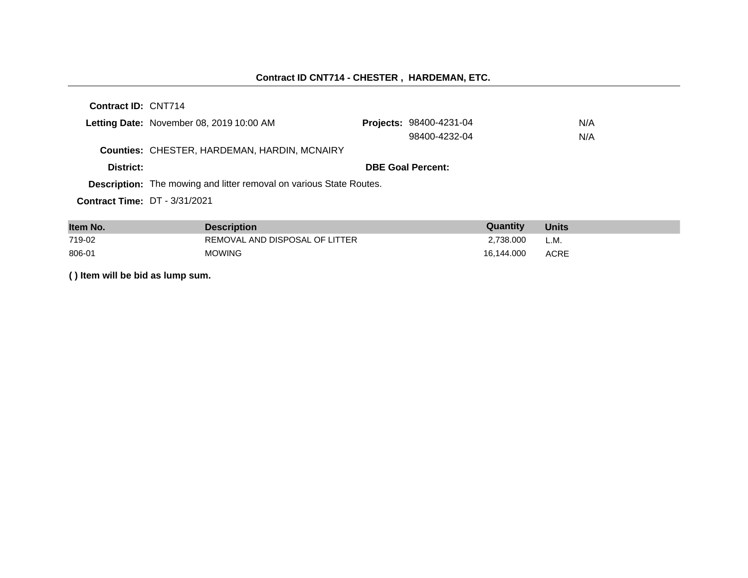## Contract ID CNT714 - CHESTER , HARDEMAN, ETC.

**Contract ID:** CNT714

**Letting Date:** November 08, 2019 10:00 AM

**Projects:** 98400-4231-04 N/A
98400-4232-04 N/A

**Counties:** CHESTER, HARDEMAN, HARDIN, MCNAIRY

**District:**

**DBE Goal Percent:**

**Description:** The mowing and litter removal on various State Routes.

**Contract Time:** DT - 3/31/2021

| Item No. | Description | Quantity | Units |
|---|---|---|---|
| 719-02 | REMOVAL AND DISPOSAL OF LITTER | 2,738.000 | L.M. |
| 806-01 | MOWING | 16,144.000 | ACRE |

**( ) Item will be bid as lump sum.**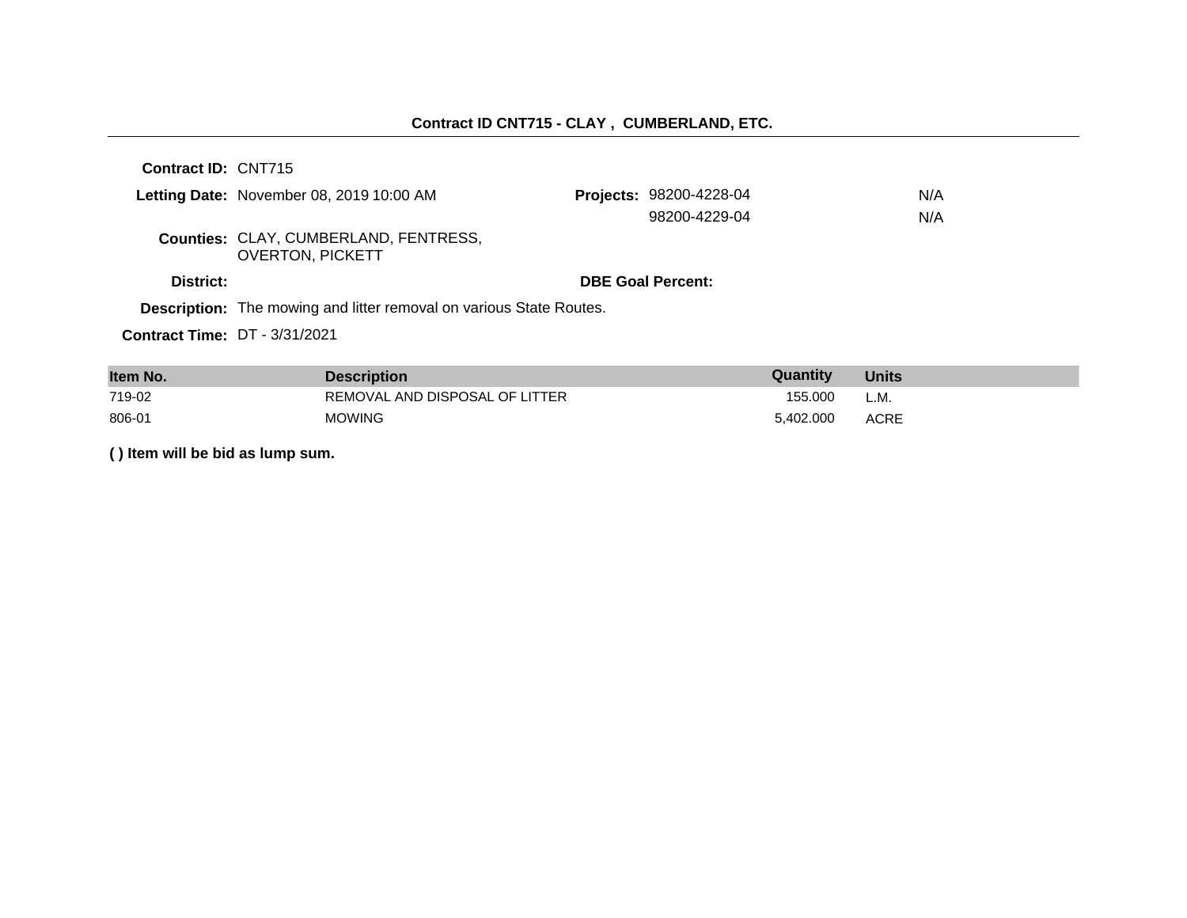## Contract ID CNT715 - CLAY , CUMBERLAND, ETC.

**Contract ID:** CNT715

**Letting Date:** November 08, 2019 10:00 AM

**Projects:** 98200-4228-04 N/A
98200-4229-04 N/A

**Counties:** CLAY, CUMBERLAND, FENTRESS, OVERTON, PICKETT

**District:**

**DBE Goal Percent:**

**Description:** The mowing and litter removal on various State Routes.

**Contract Time:** DT - 3/31/2021

| Item No. | Description | Quantity | Units |
|---|---|---|---|
| 719-02 | REMOVAL AND DISPOSAL OF LITTER | 155.000 | L.M. |
| 806-01 | MOWING | 5,402.000 | ACRE |

**( ) Item will be bid as lump sum.**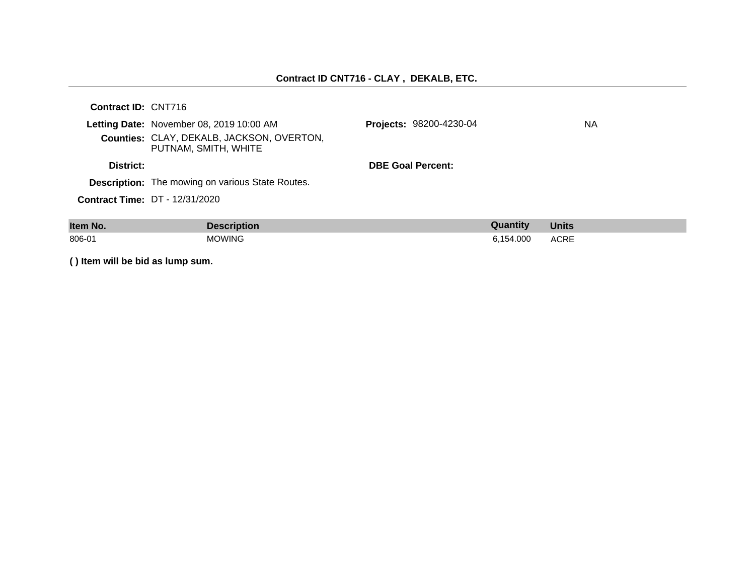## Contract ID CNT716 - CLAY , DEKALB, ETC.

**Contract ID:** CNT716

**Letting Date:** November 08, 2019 10:00 AM

**Projects:** 98200-4230-04 NA

**Counties:** CLAY, DEKALB, JACKSON, OVERTON, PUTNAM, SMITH, WHITE

**District:**

**DBE Goal Percent:**

**Description:** The mowing on various State Routes.

**Contract Time:** DT - 12/31/2020

| Item No. | Description | Quantity | Units |
|---|---|---|---|
| 806-01 | MOWING | 6,154.000 | ACRE |

**( ) Item will be bid as lump sum.**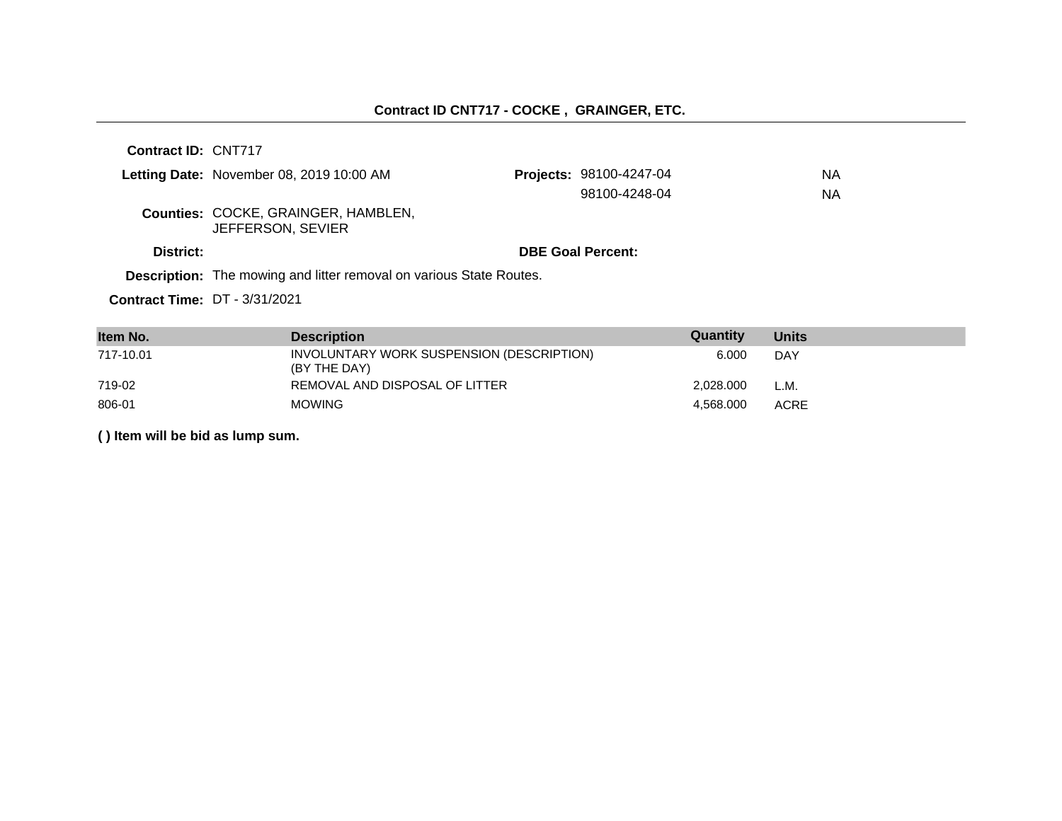## Contract ID CNT717 - COCKE , GRAINGER, ETC.

**Contract ID:** CNT717

**Letting Date:** November 08, 2019 10:00 AM

**Projects:** 98100-4247-04 NA
98100-4248-04 NA

**Counties:** COCKE, GRAINGER, HAMBLEN, JEFFERSON, SEVIER

**District:**

**DBE Goal Percent:**

**Description:** The mowing and litter removal on various State Routes.

**Contract Time:** DT - 3/31/2021

| Item No. | Description | Quantity | Units |
|---|---|---|---|
| 717-10.01 | INVOLUNTARY WORK SUSPENSION (DESCRIPTION) (BY THE DAY) | 6.000 | DAY |
| 719-02 | REMOVAL AND DISPOSAL OF LITTER | 2,028.000 | L.M. |
| 806-01 | MOWING | 4,568.000 | ACRE |

**( ) Item will be bid as lump sum.**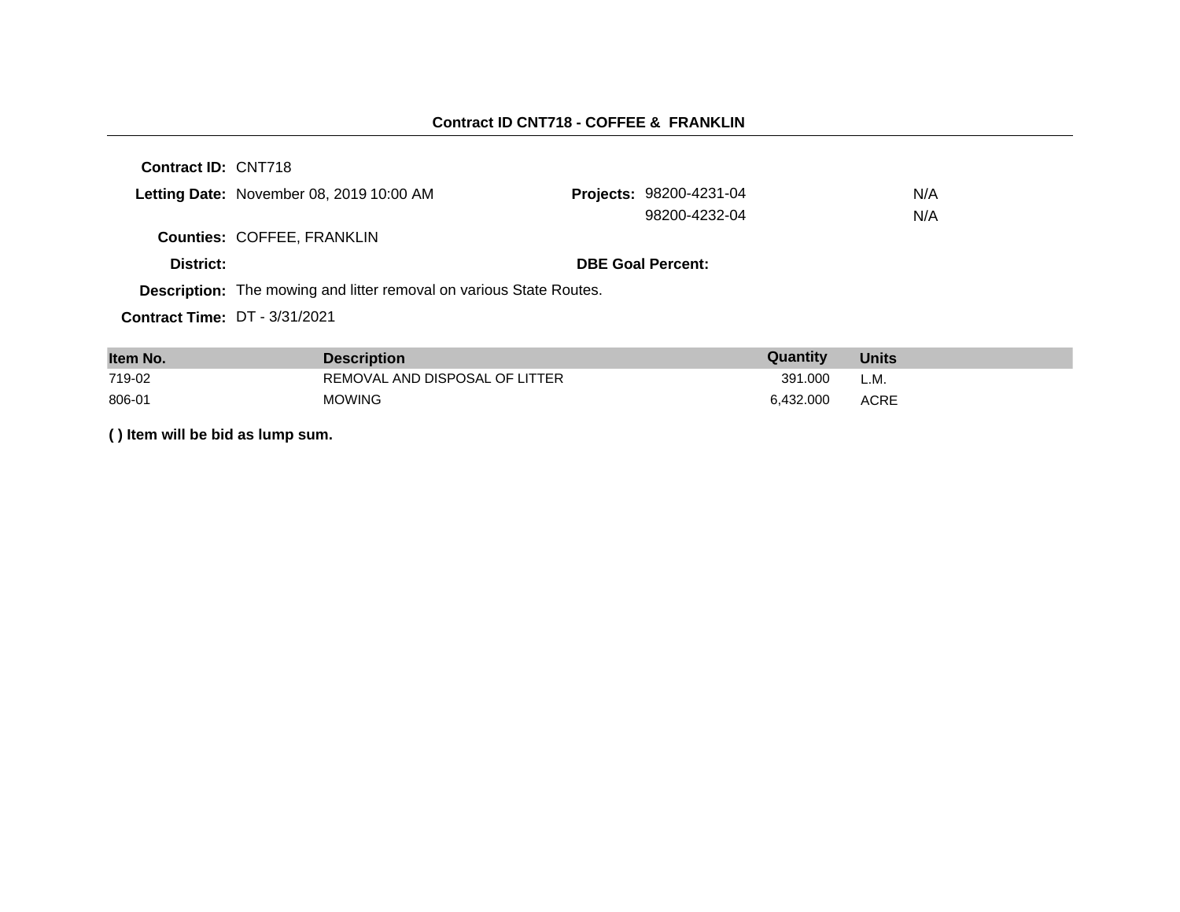## Contract ID CNT718 - COFFEE & FRANKLIN

**Contract ID:** CNT718

**Letting Date:** November 08, 2019 10:00 AM

**Projects:** 98200-4231-04 N/A
98200-4232-04 N/A

**Counties:** COFFEE, FRANKLIN

**District:**

**DBE Goal Percent:**

**Description:** The mowing and litter removal on various State Routes.

**Contract Time:** DT - 3/31/2021

| Item No. | Description | Quantity | Units |
|---|---|---|---|
| 719-02 | REMOVAL AND DISPOSAL OF LITTER | 391.000 | L.M. |
| 806-01 | MOWING | 6,432.000 | ACRE |

**( ) Item will be bid as lump sum.**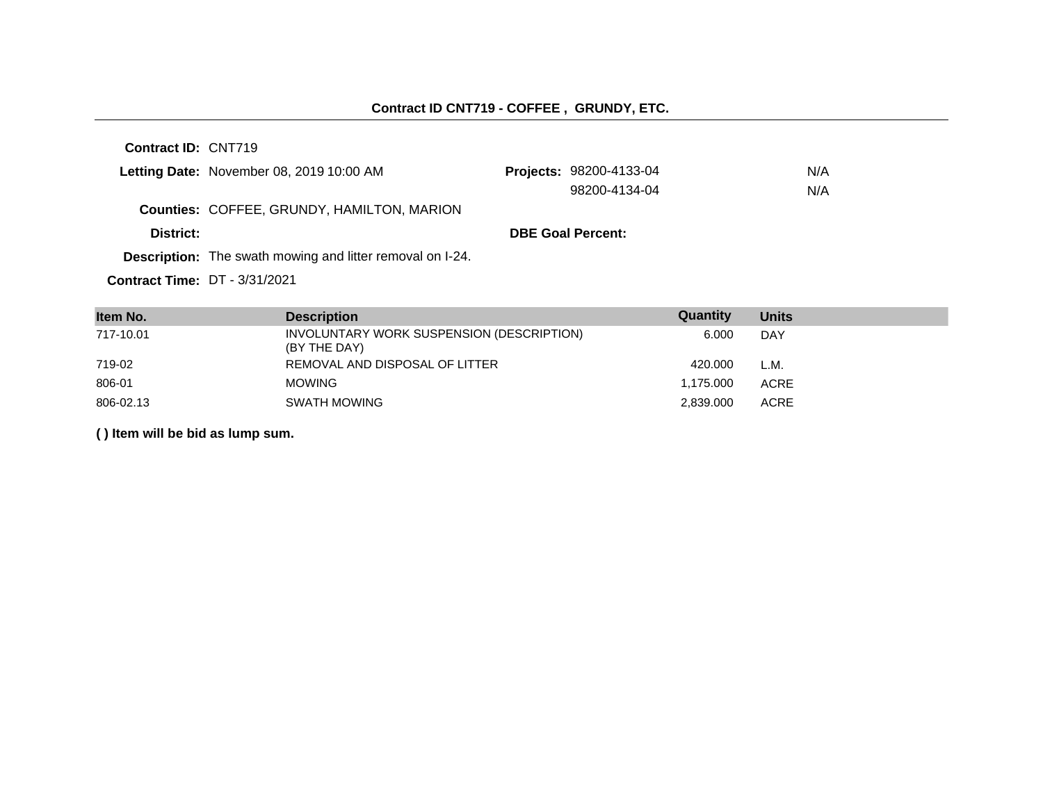## Contract ID CNT719 - COFFEE , GRUNDY, ETC.

**Contract ID:** CNT719

**Letting Date:** November 08, 2019 10:00 AM

**Projects:** 98200-4133-04 N/A
98200-4134-04 N/A

**Counties:** COFFEE, GRUNDY, HAMILTON, MARION

**District:**

**DBE Goal Percent:**

**Description:** The swath mowing and litter removal on I-24.

**Contract Time:** DT - 3/31/2021

| Item No. | Description | Quantity | Units |
|---|---|---|---|
| 717-10.01 | INVOLUNTARY WORK SUSPENSION (DESCRIPTION) (BY THE DAY) | 6.000 | DAY |
| 719-02 | REMOVAL AND DISPOSAL OF LITTER | 420.000 | L.M. |
| 806-01 | MOWING | 1,175.000 | ACRE |
| 806-02.13 | SWATH MOWING | 2,839.000 | ACRE |

**( ) Item will be bid as lump sum.**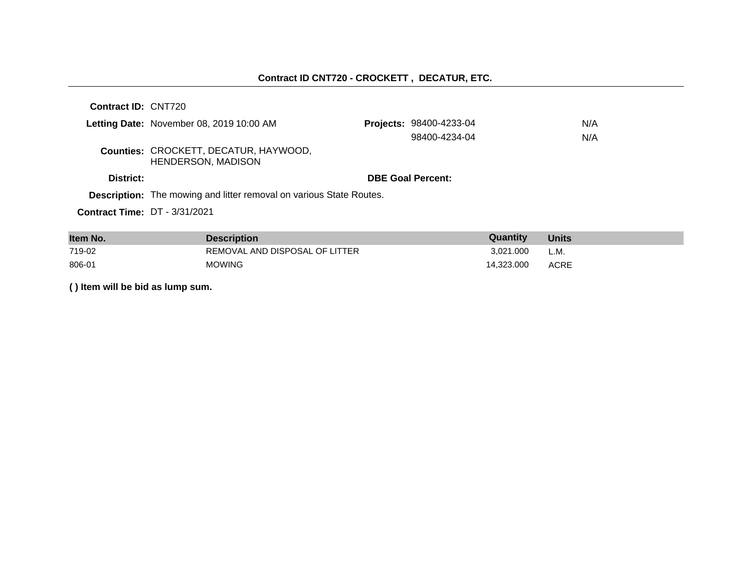## Contract ID CNT720 - CROCKETT , DECATUR, ETC.

**Contract ID:** CNT720

**Letting Date:** November 08, 2019 10:00 AM

**Projects:** 98400-4233-04 N/A
98400-4234-04 N/A

**Counties:** CROCKETT, DECATUR, HAYWOOD, HENDERSON, MADISON

**District:**

**DBE Goal Percent:**

**Description:** The mowing and litter removal on various State Routes.

**Contract Time:** DT - 3/31/2021

| Item No. | Description | Quantity | Units |
|---|---|---|---|
| 719-02 | REMOVAL AND DISPOSAL OF LITTER | 3,021.000 | L.M. |
| 806-01 | MOWING | 14,323.000 | ACRE |

**( ) Item will be bid as lump sum.**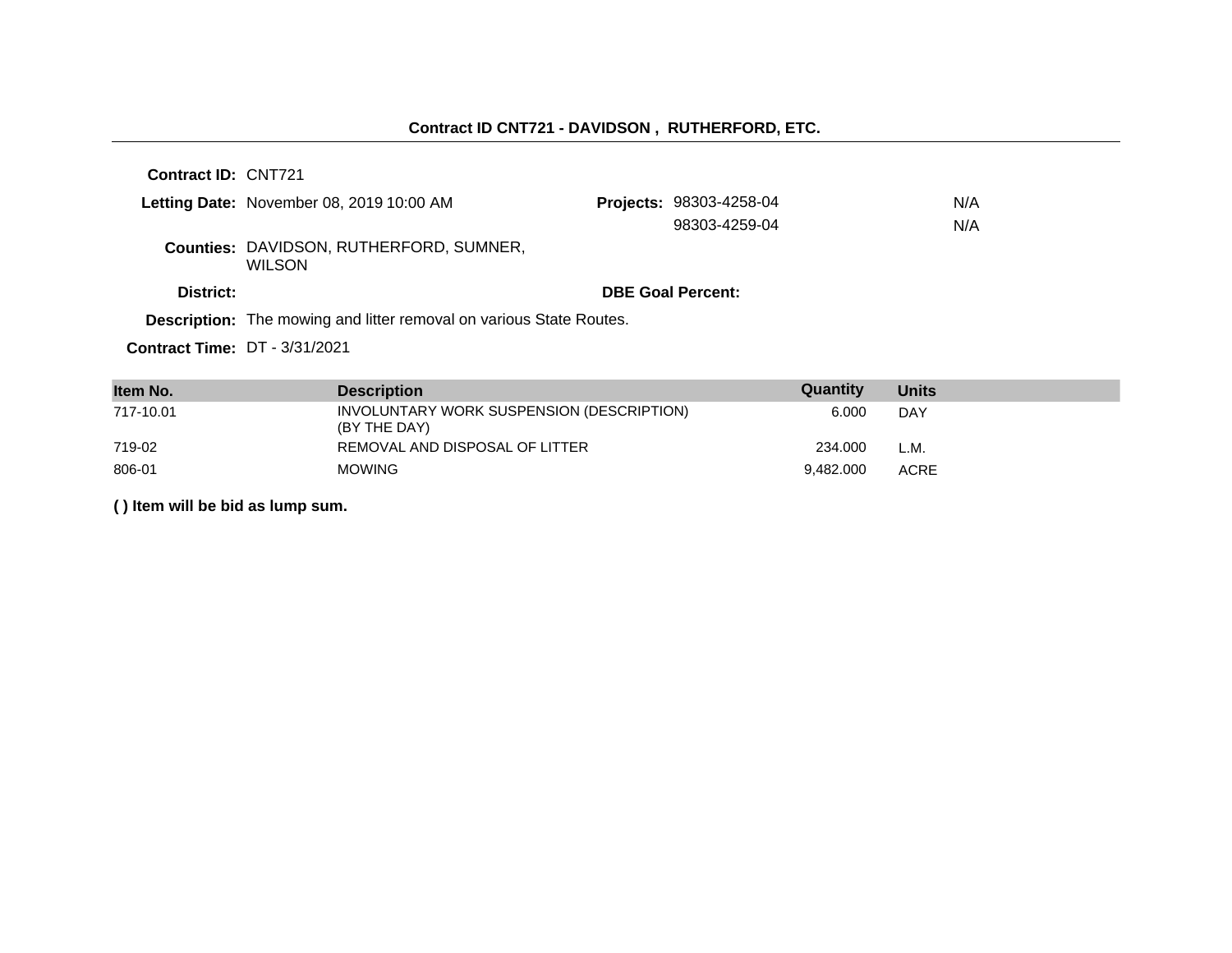## Contract ID CNT721 - DAVIDSON , RUTHERFORD, ETC.

**Contract ID:** CNT721

**Letting Date:** November 08, 2019 10:00 AM

**Projects:** 98303-4258-04 N/A
98303-4259-04 N/A

**Counties:** DAVIDSON, RUTHERFORD, SUMNER, WILSON

**District:**

**DBE Goal Percent:**

**Description:** The mowing and litter removal on various State Routes.

**Contract Time:** DT - 3/31/2021

| Item No. | Description | Quantity | Units |
| --- | --- | --- | --- |
| 717-10.01 | INVOLUNTARY WORK SUSPENSION (DESCRIPTION) (BY THE DAY) | 6.000 | DAY |
| 719-02 | REMOVAL AND DISPOSAL OF LITTER | 234.000 | L.M. |
| 806-01 | MOWING | 9,482.000 | ACRE |

**( ) Item will be bid as lump sum.**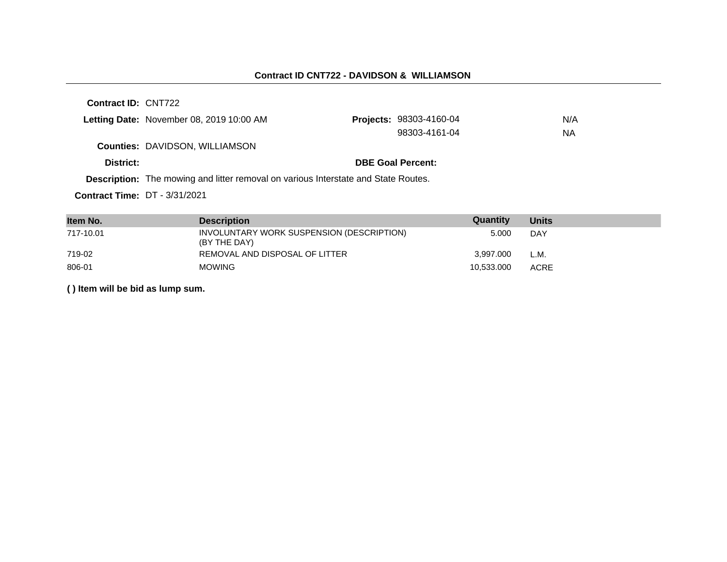## Contract ID CNT722 - DAVIDSON & WILLIAMSON

**Contract ID:** CNT722

**Letting Date:** November 08, 2019 10:00 AM

**Projects:** 98303-4160-04 N/A
98303-4161-04 NA

**Counties:** DAVIDSON, WILLIAMSON

**District:**

**DBE Goal Percent:**

**Description:** The mowing and litter removal on various Interstate and State Routes.

**Contract Time:** DT - 3/31/2021

| Item No. | Description | Quantity | Units |
|---|---|---|---|
| 717-10.01 | INVOLUNTARY WORK SUSPENSION (DESCRIPTION) (BY THE DAY) | 5.000 | DAY |
| 719-02 | REMOVAL AND DISPOSAL OF LITTER | 3,997.000 | L.M. |
| 806-01 | MOWING | 10,533.000 | ACRE |

**( ) Item will be bid as lump sum.**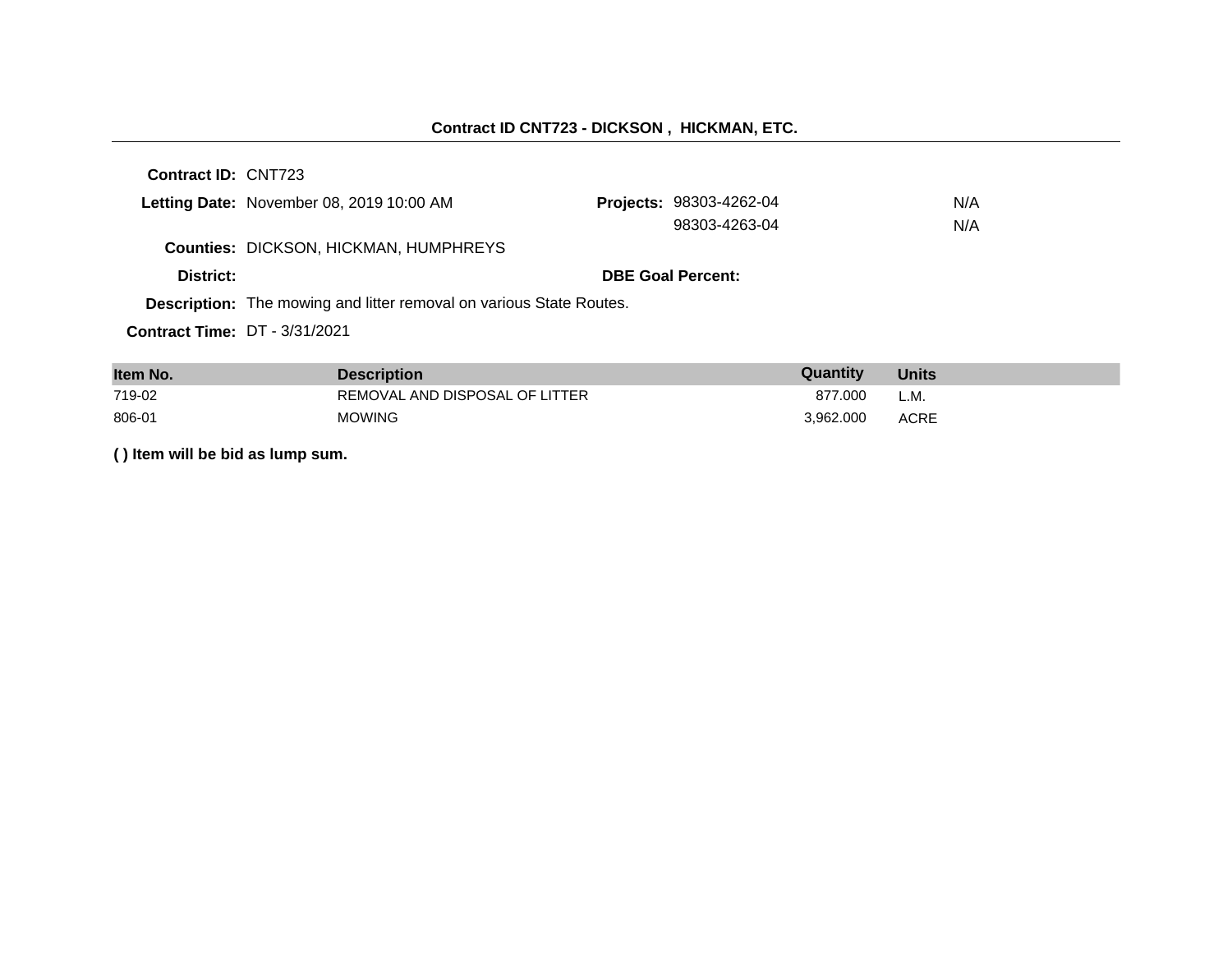## Contract ID CNT723 - DICKSON , HICKMAN, ETC.

**Contract ID:** CNT723

**Letting Date:** November 08, 2019 10:00 AM

**Projects:** 98303-4262-04 N/A
98303-4263-04 N/A

**Counties:** DICKSON, HICKMAN, HUMPHREYS

**District:**

**DBE Goal Percent:**

**Description:** The mowing and litter removal on various State Routes.

**Contract Time:** DT - 3/31/2021

| Item No. | Description | Quantity | Units |
|---|---|---|---|
| 719-02 | REMOVAL AND DISPOSAL OF LITTER | 877.000 | L.M. |
| 806-01 | MOWING | 3,962.000 | ACRE |

**( ) Item will be bid as lump sum.**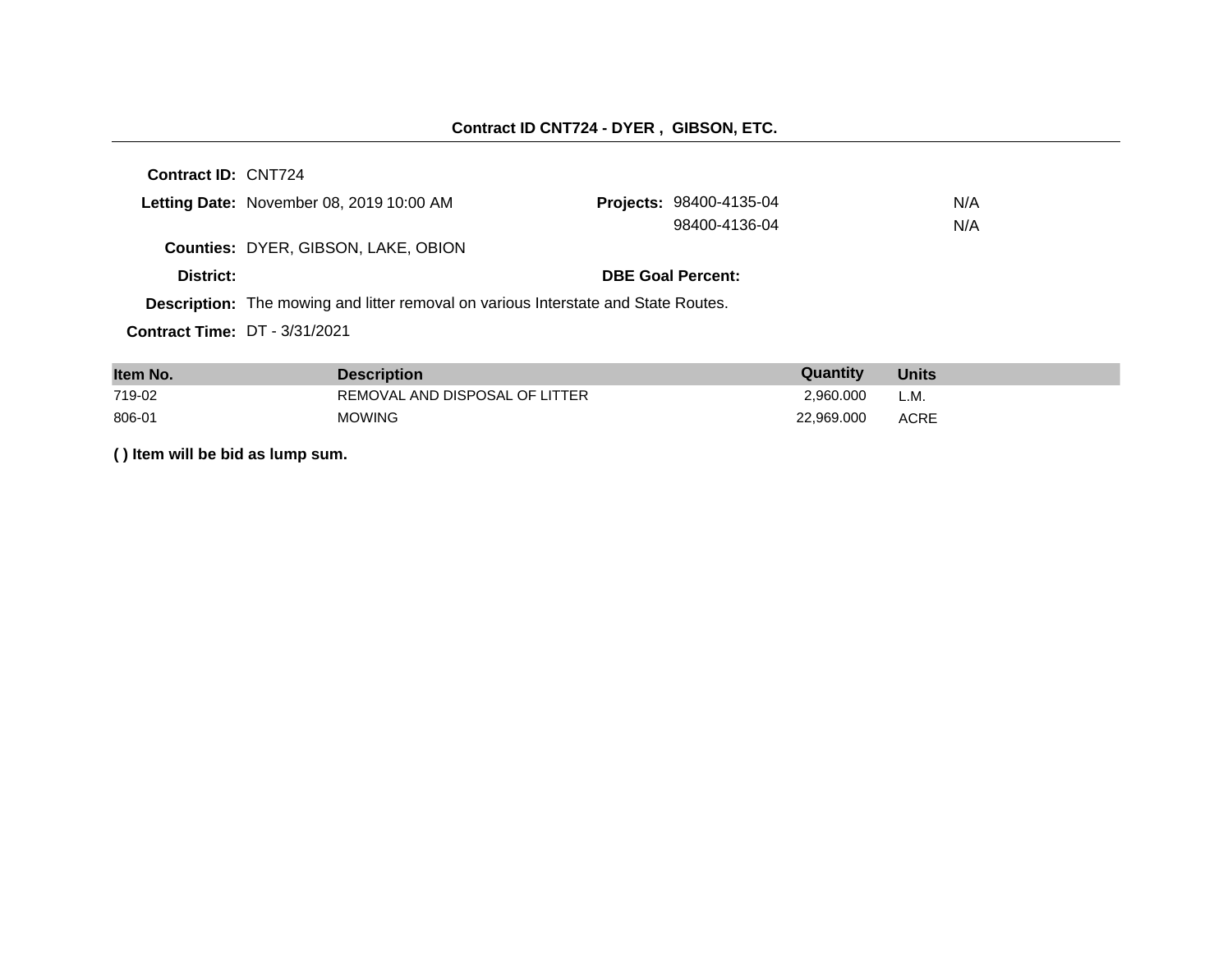## Contract ID CNT724 - DYER , GIBSON, ETC.

**Contract ID:** CNT724

**Letting Date:** November 08, 2019 10:00 AM

**Projects:** 98400-4135-04 N/A
98400-4136-04 N/A

**Counties:** DYER, GIBSON, LAKE, OBION

**District:**

**DBE Goal Percent:**

**Description:** The mowing and litter removal on various Interstate and State Routes.

**Contract Time:** DT - 3/31/2021

| Item No. | Description | Quantity | Units |
|---|---|---|---|
| 719-02 | REMOVAL AND DISPOSAL OF LITTER | 2,960.000 | L.M. |
| 806-01 | MOWING | 22,969.000 | ACRE |

**( ) Item will be bid as lump sum.**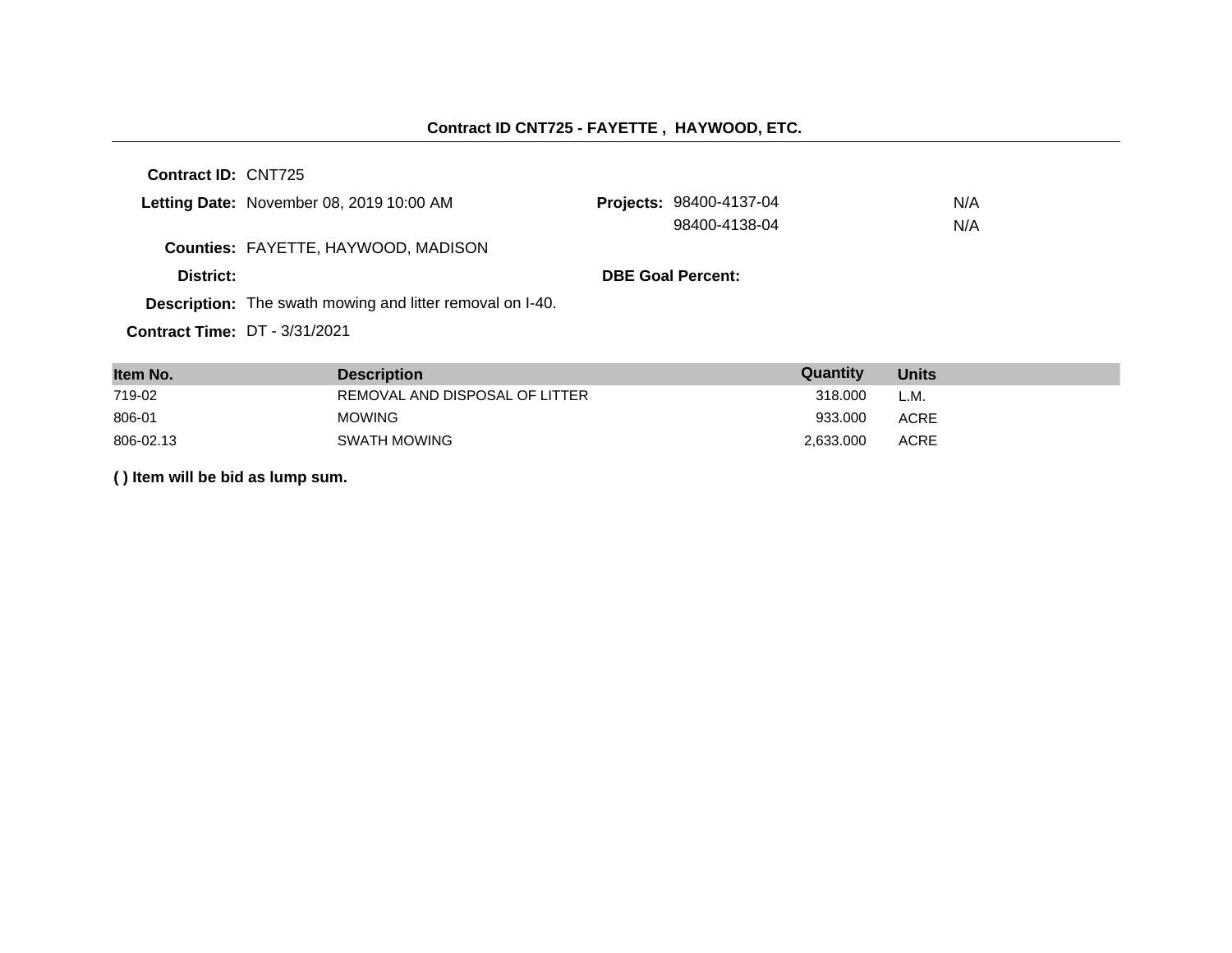## Contract ID CNT725 - FAYETTE , HAYWOOD, ETC.

**Contract ID:** CNT725

**Letting Date:** November 08, 2019 10:00 AM

**Projects:** 98400-4137-04 N/A
98400-4138-04 N/A

**Counties:** FAYETTE, HAYWOOD, MADISON

**District:**

**DBE Goal Percent:**

**Description:** The swath mowing and litter removal on I-40.

**Contract Time:** DT - 3/31/2021

| Item No. | Description | Quantity | Units |
|---|---|---|---|
| 719-02 | REMOVAL AND DISPOSAL OF LITTER | 318.000 | L.M. |
| 806-01 | MOWING | 933.000 | ACRE |
| 806-02.13 | SWATH MOWING | 2,633.000 | ACRE |

**( ) Item will be bid as lump sum.**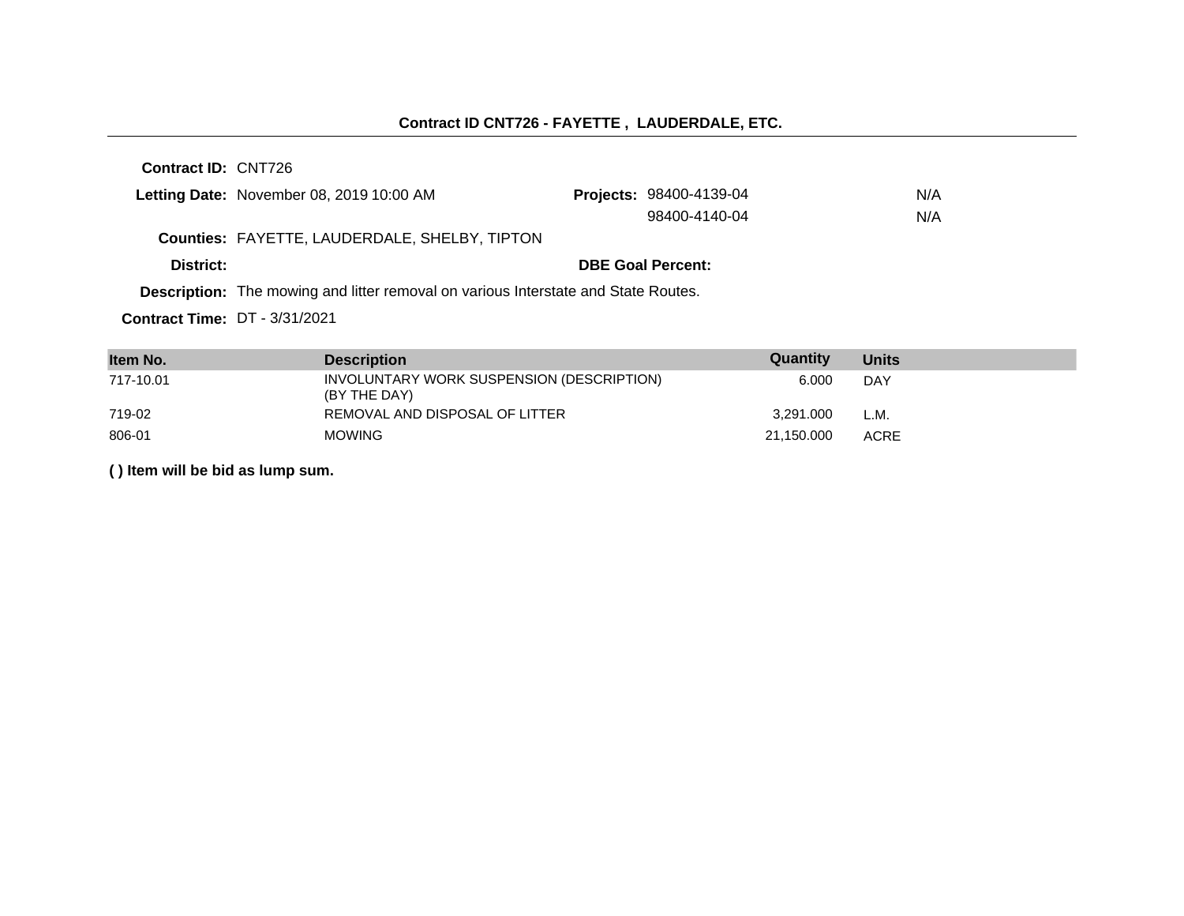## Contract ID CNT726 - FAYETTE , LAUDERDALE, ETC.

**Contract ID:** CNT726

**Letting Date:** November 08, 2019 10:00 AM

**Projects:** 98400-4139-04 N/A
98400-4140-04 N/A

**Counties:** FAYETTE, LAUDERDALE, SHELBY, TIPTON

**District:**

**DBE Goal Percent:**

**Description:** The mowing and litter removal on various Interstate and State Routes.

**Contract Time:** DT - 3/31/2021

| Item No. | Description | Quantity | Units |
|---|---|---|---|
| 717-10.01 | INVOLUNTARY WORK SUSPENSION (DESCRIPTION) (BY THE DAY) | 6.000 | DAY |
| 719-02 | REMOVAL AND DISPOSAL OF LITTER | 3,291.000 | L.M. |
| 806-01 | MOWING | 21,150.000 | ACRE |

**( ) Item will be bid as lump sum.**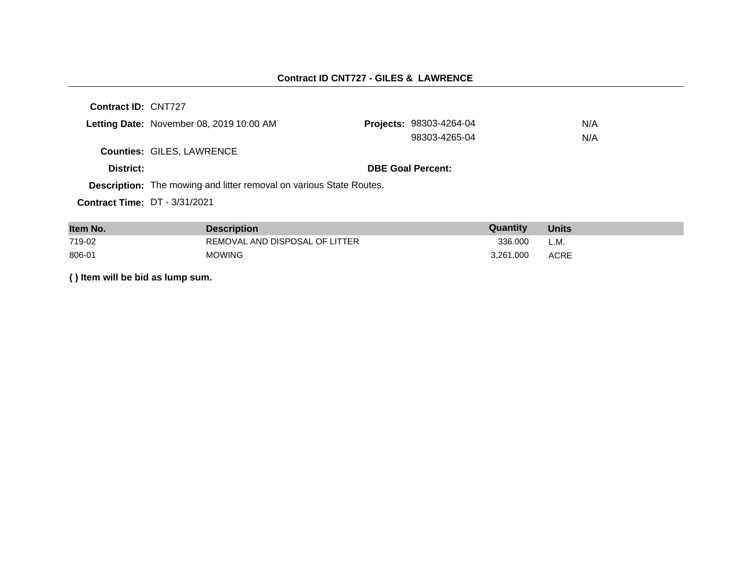## Contract ID CNT727 - GILES & LAWRENCE

**Contract ID:** CNT727

**Letting Date:** November 08, 2019 10:00 AM

**Projects:** 98303-4264-04 N/A
98303-4265-04 N/A

**Counties:** GILES, LAWRENCE

**District:**

**DBE Goal Percent:**

**Description:** The mowing and litter removal on various State Routes.

**Contract Time:** DT - 3/31/2021

| Item No. | Description | Quantity | Units |
|---|---|---|---|
| 719-02 | REMOVAL AND DISPOSAL OF LITTER | 336.000 | L.M. |
| 806-01 | MOWING | 3,261.000 | ACRE |

**( ) Item will be bid as lump sum.**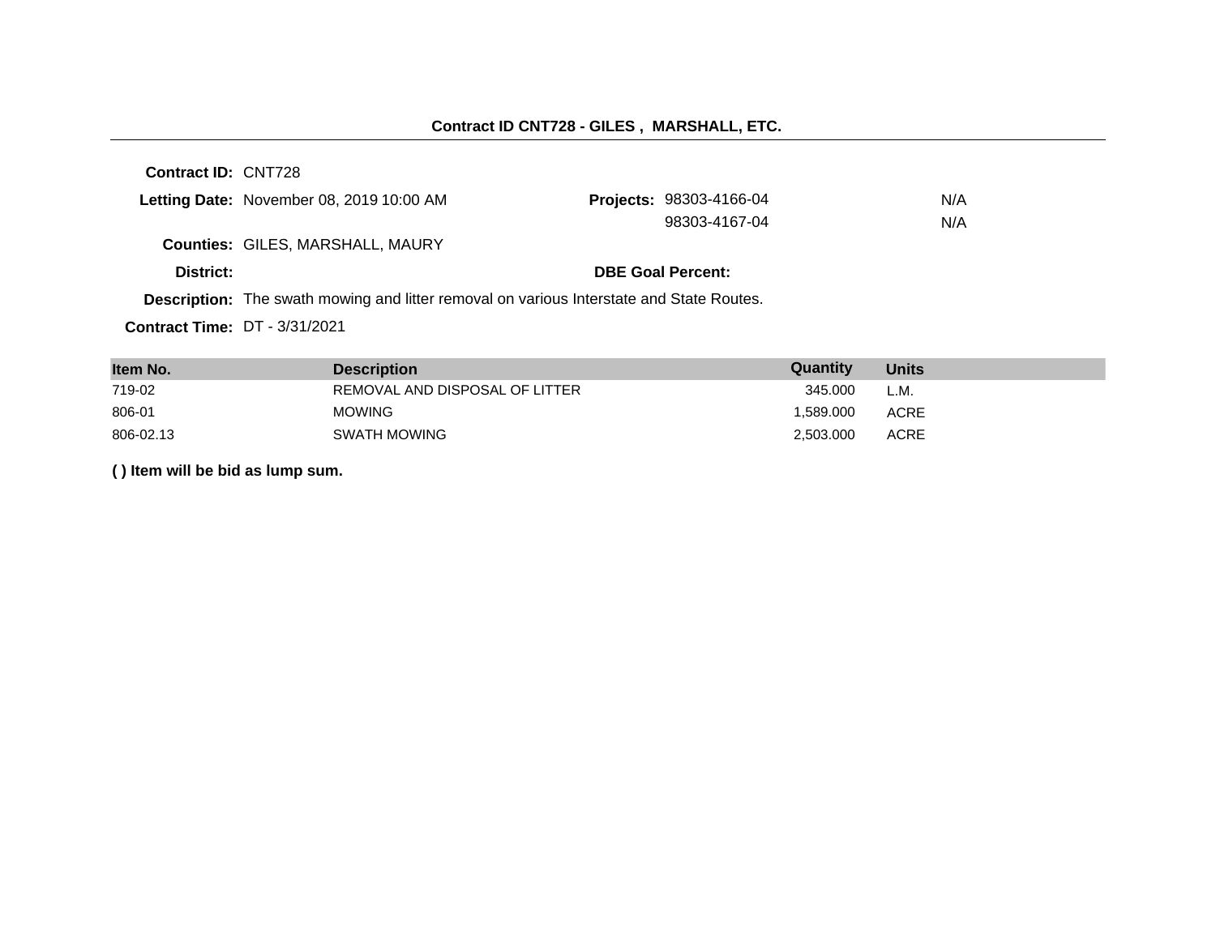**Contract ID CNT728 - GILES , MARSHALL, ETC.**

**Contract ID:** CNT728

**Letting Date:** November 08, 2019 10:00 AM

**Projects:** 98303-4166-04 N/A
98303-4167-04 N/A

**Counties:** GILES, MARSHALL, MAURY

**District:**

**DBE Goal Percent:**

**Description:** The swath mowing and litter removal on various Interstate and State Routes.

**Contract Time:** DT - 3/31/2021

| Item No. | Description | Quantity | Units |
| --- | --- | --- | --- |
| 719-02 | REMOVAL AND DISPOSAL OF LITTER | 345.000 | L.M. |
| 806-01 | MOWING | 1,589.000 | ACRE |
| 806-02.13 | SWATH MOWING | 2,503.000 | ACRE |

**( ) Item will be bid as lump sum.**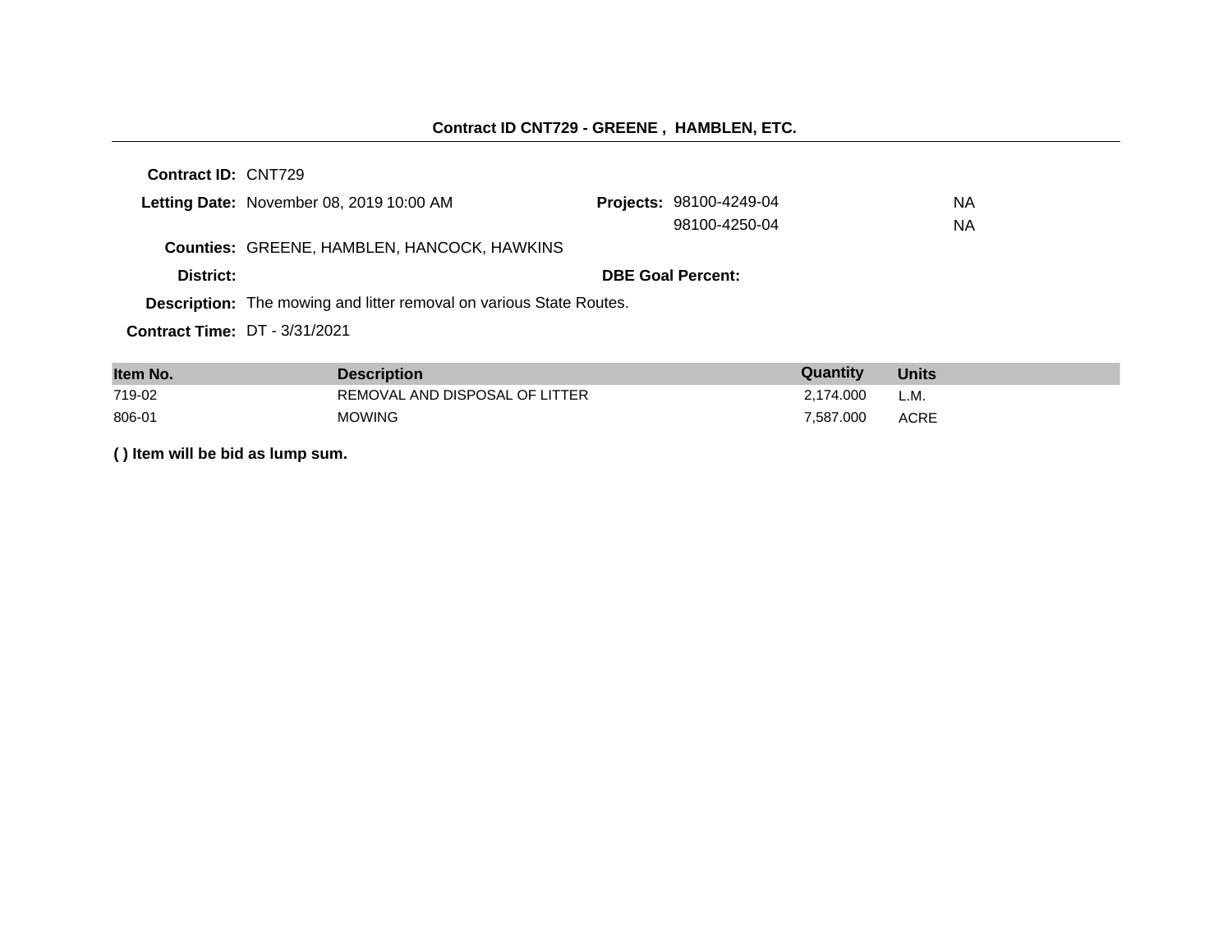## Contract ID CNT729 - GREENE , HAMBLEN, ETC.

**Contract ID:** CNT729

**Letting Date:** November 08, 2019 10:00 AM

**Projects:** 98100-4249-04 NA
98100-4250-04 NA

**Counties:** GREENE, HAMBLEN, HANCOCK, HAWKINS

**District:**

**DBE Goal Percent:**

**Description:** The mowing and litter removal on various State Routes.

**Contract Time:** DT - 3/31/2021

| Item No. | Description | Quantity | Units |
|---|---|---|---|
| 719-02 | REMOVAL AND DISPOSAL OF LITTER | 2,174.000 | L.M. |
| 806-01 | MOWING | 7,587.000 | ACRE |

**( ) Item will be bid as lump sum.**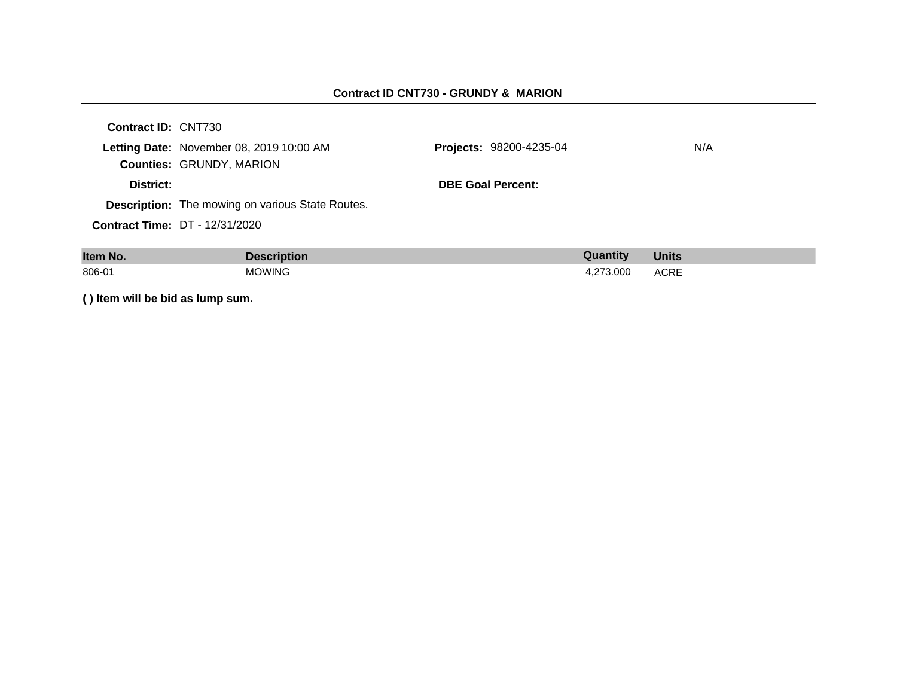## Contract ID CNT730 - GRUNDY & MARION

**Contract ID:** CNT730

**Letting Date:** November 08, 2019 10:00 AM

**Counties:** GRUNDY, MARION

**District:**

**Description:** The mowing on various State Routes.

**Contract Time:** DT - 12/31/2020

**Projects:** 98200-4235-04 N/A

**DBE Goal Percent:**

| Item No. | Description | Quantity | Units |
| --- | --- | --- | --- |
| 806-01 | MOWING | 4,273.000 | ACRE |

**( ) Item will be bid as lump sum.**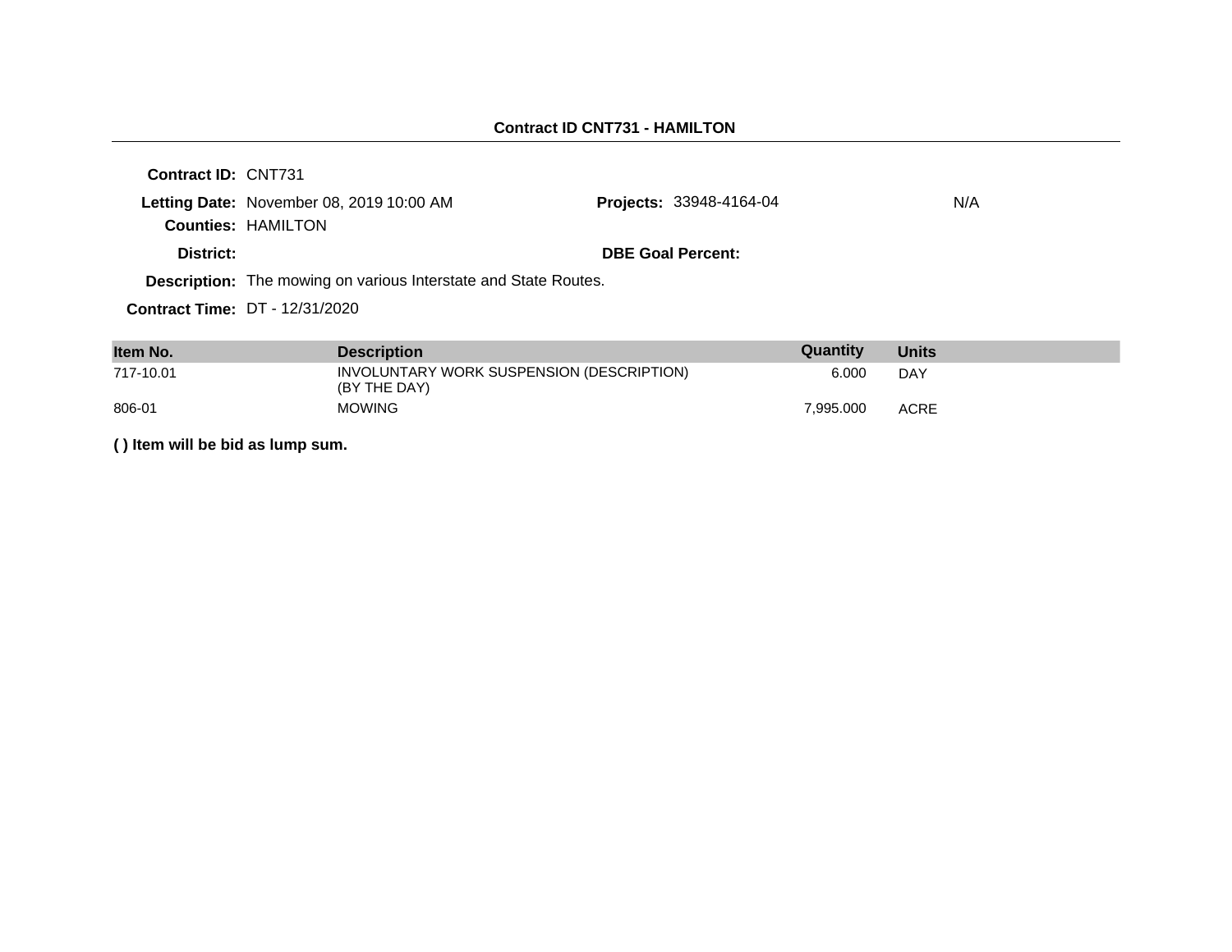## Contract ID CNT731 - HAMILTON

**Contract ID:** CNT731

**Letting Date:** November 08, 2019 10:00 AM

**Projects:** 33948-4164-04 N/A

**Counties:** HAMILTON

**District:**

**DBE Goal Percent:**

**Description:** The mowing on various Interstate and State Routes.

**Contract Time:** DT - 12/31/2020

| Item No. | Description | Quantity | Units |
|---|---|---|---|
| 717-10.01 | INVOLUNTARY WORK SUSPENSION (DESCRIPTION) (BY THE DAY) | 6.000 | DAY |
| 806-01 | MOWING | 7,995.000 | ACRE |

**( ) Item will be bid as lump sum.**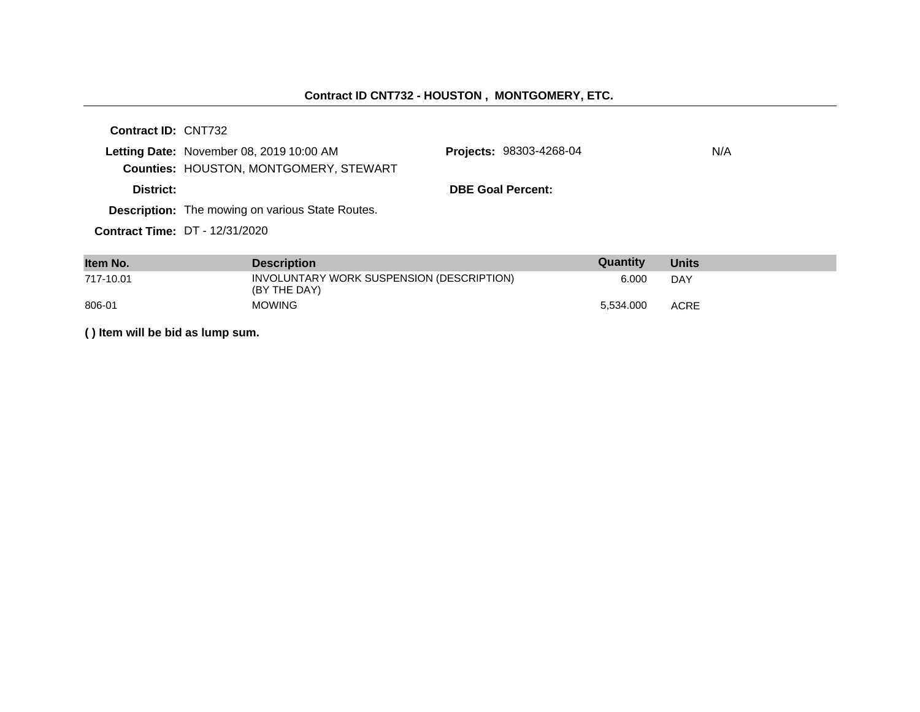## Contract ID CNT732 - HOUSTON , MONTGOMERY, ETC.

**Contract ID:** CNT732

**Letting Date:** November 08, 2019 10:00 AM

**Projects:** 98303-4268-04 N/A

**Counties:** HOUSTON, MONTGOMERY, STEWART

**District:**

**DBE Goal Percent:**

**Description:** The mowing on various State Routes.

**Contract Time:** DT - 12/31/2020

| Item No. | Description | Quantity | Units |
|---|---|---|---|
| 717-10.01 | INVOLUNTARY WORK SUSPENSION (DESCRIPTION) (BY THE DAY) | 6.000 | DAY |
| 806-01 | MOWING | 5,534.000 | ACRE |

**( ) Item will be bid as lump sum.**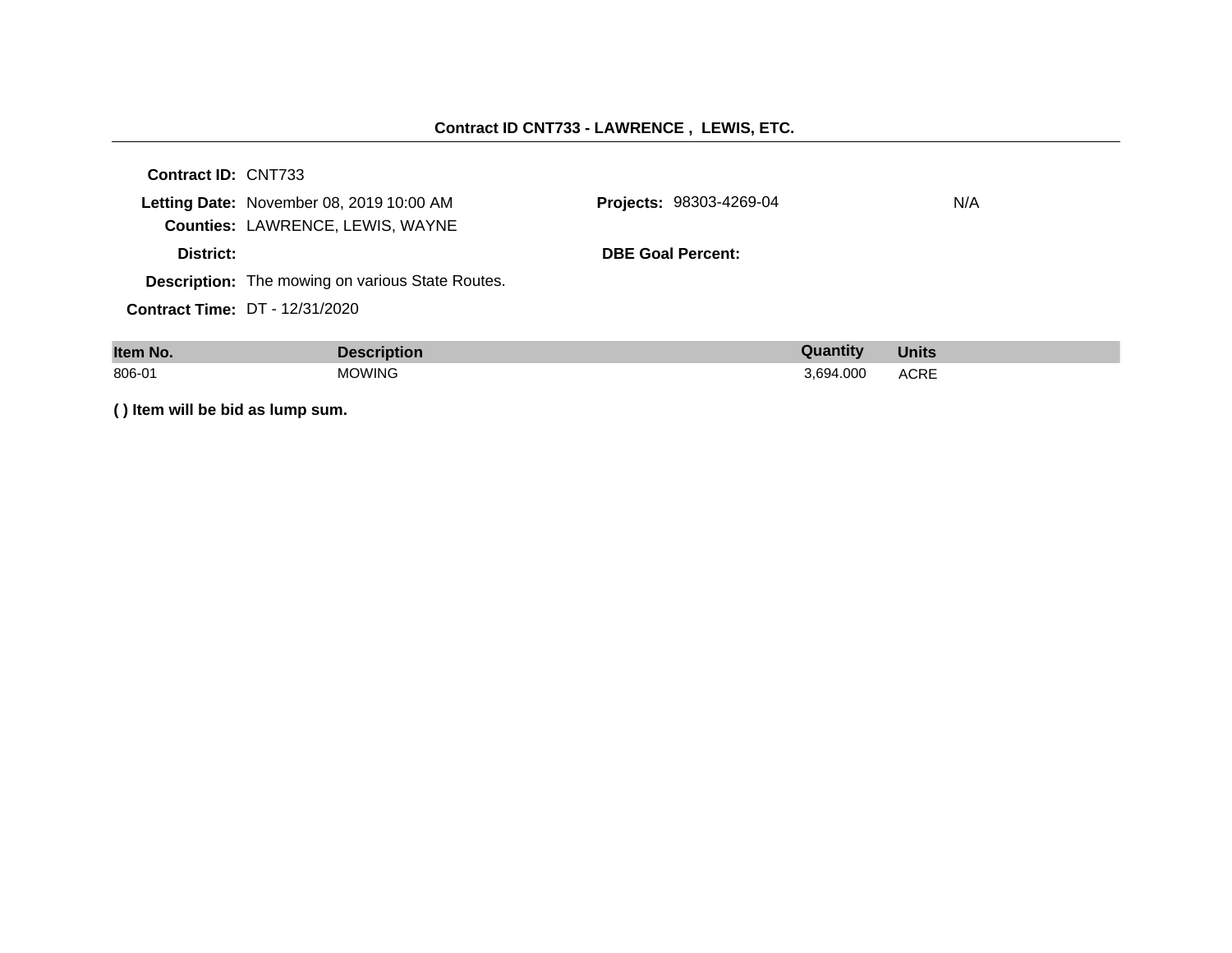## Contract ID CNT733 - LAWRENCE , LEWIS, ETC.

**Contract ID:** CNT733

**Letting Date:** November 08, 2019 10:00 AM

**Counties:** LAWRENCE, LEWIS, WAYNE

**District:**

**Description:** The mowing on various State Routes.

**Contract Time:** DT - 12/31/2020

**Projects:** 98303-4269-04 N/A

**DBE Goal Percent:**

| Item No. | Description | Quantity | Units |
|---|---|---|---|
| 806-01 | MOWING | 3,694.000 | ACRE |

**( ) Item will be bid as lump sum.**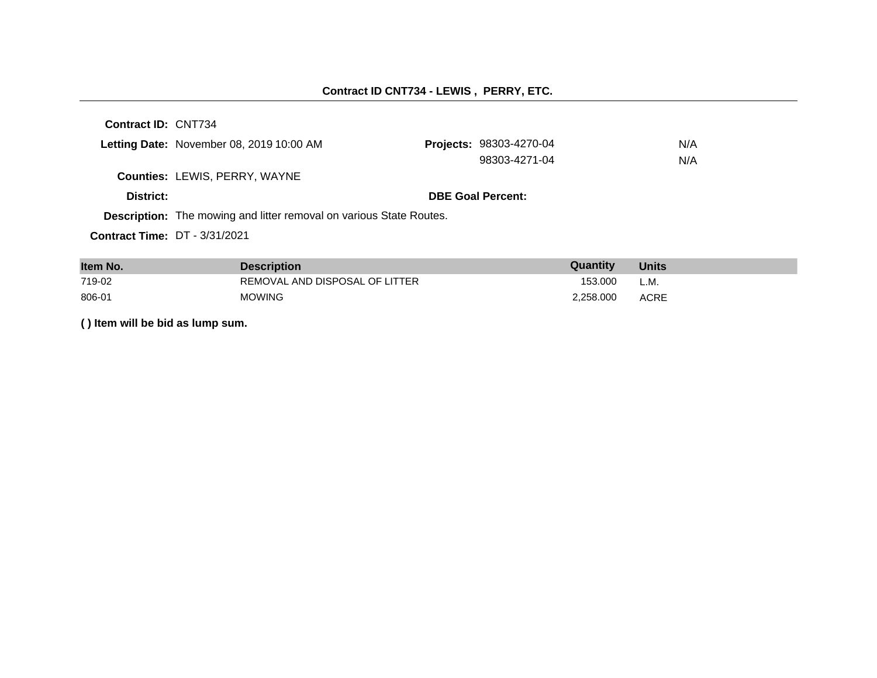## Contract ID CNT734 - LEWIS , PERRY, ETC.

**Contract ID:** CNT734

**Letting Date:** November 08, 2019 10:00 AM

**Projects:** 98303-4270-04 N/A
98303-4271-04 N/A

**Counties:** LEWIS, PERRY, WAYNE

**District:**

**DBE Goal Percent:**

**Description:** The mowing and litter removal on various State Routes.

**Contract Time:** DT - 3/31/2021

| Item No. | Description | Quantity | Units |
|---|---|---|---|
| 719-02 | REMOVAL AND DISPOSAL OF LITTER | 153.000 | L.M. |
| 806-01 | MOWING | 2,258.000 | ACRE |

**( ) Item will be bid as lump sum.**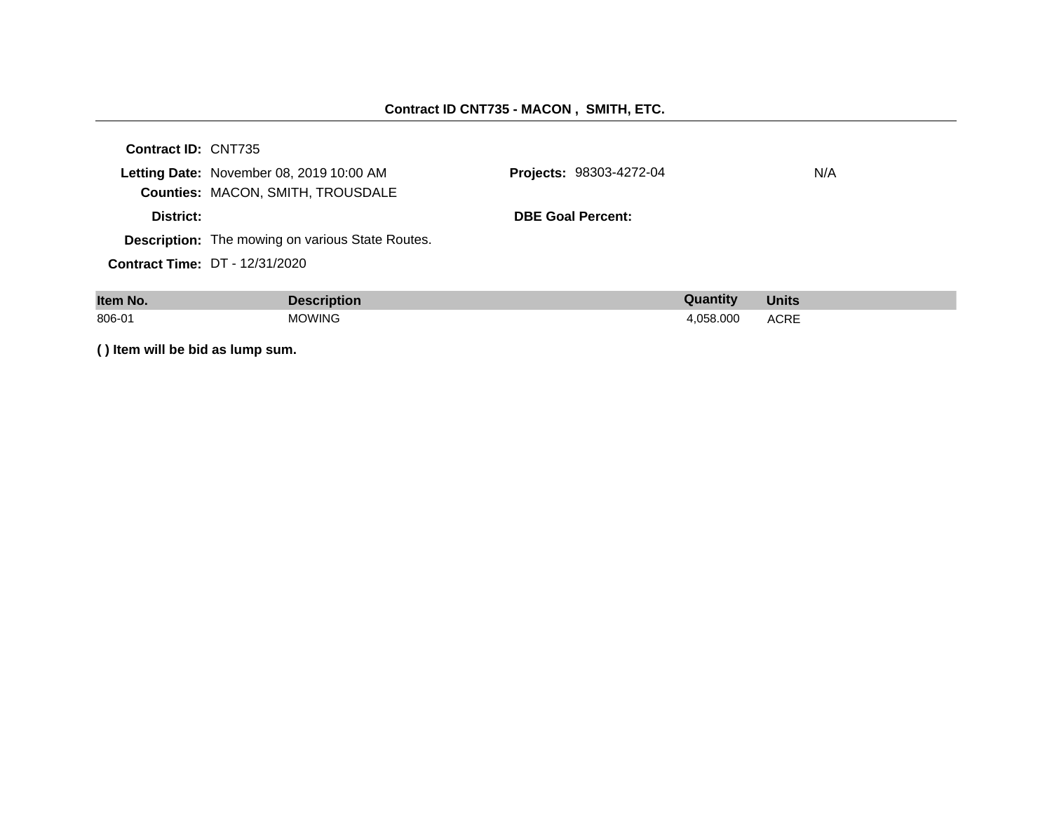## Contract ID CNT735 - MACON , SMITH, ETC.

**Contract ID:** CNT735

**Letting Date:** November 08, 2019 10:00 AM

**Counties:** MACON, SMITH, TROUSDALE

**Projects:** 98303-4272-04 N/A

**District:**

**DBE Goal Percent:**

**Description:** The mowing on various State Routes.

**Contract Time:** DT - 12/31/2020

| Item No. | Description | Quantity | Units |
|---|---|---|---|
| 806-01 | MOWING | 4,058.000 | ACRE |

**( ) Item will be bid as lump sum.**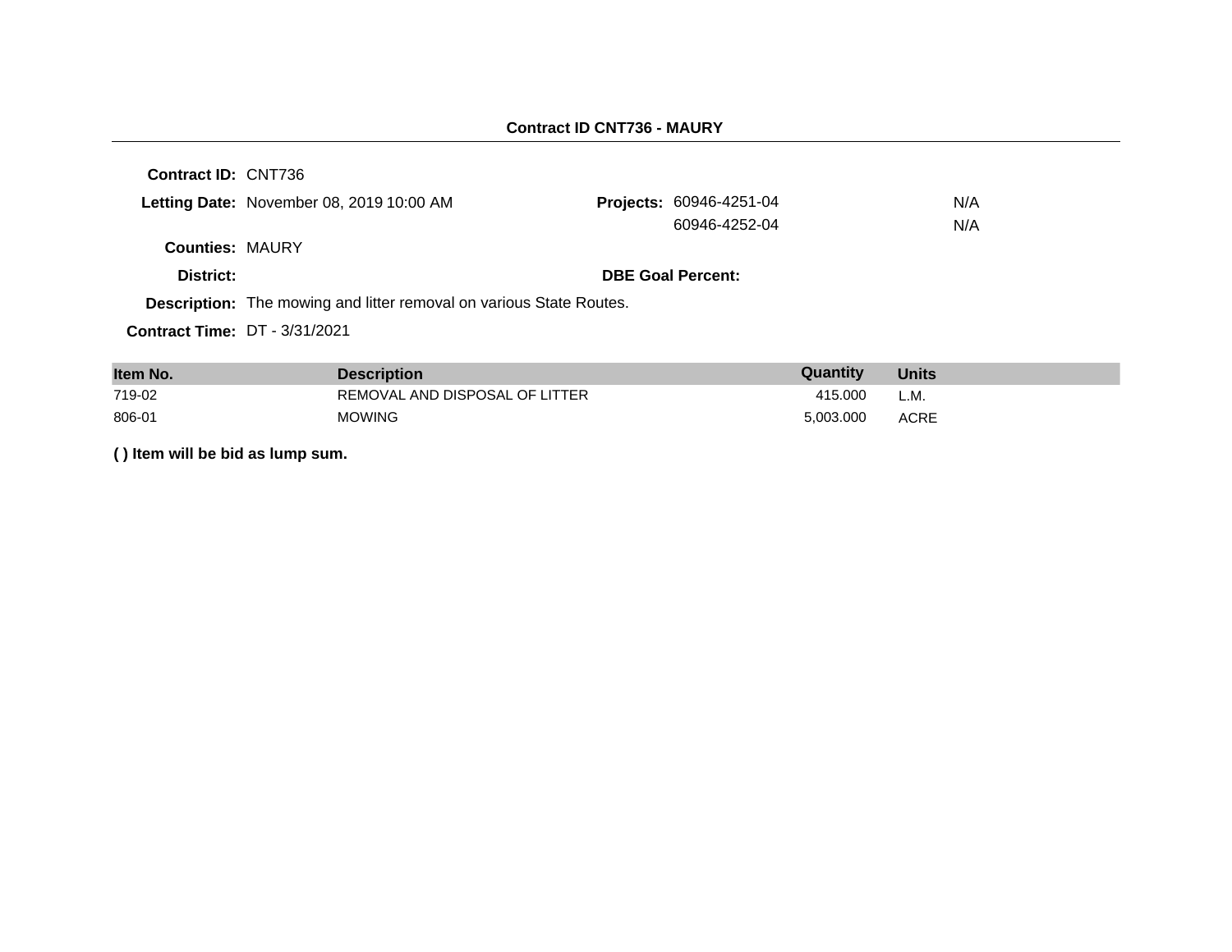## Contract ID CNT736 - MAURY

**Contract ID:** CNT736

**Letting Date:** November 08, 2019 10:00 AM

**Projects:** 60946-4251-04 N/A
60946-4252-04 N/A

**Counties:** MAURY

**District:**

**DBE Goal Percent:**

**Description:** The mowing and litter removal on various State Routes.

**Contract Time:** DT - 3/31/2021

| Item No. | Description | Quantity | Units |
|---|---|---|---|
| 719-02 | REMOVAL AND DISPOSAL OF LITTER | 415.000 | L.M. |
| 806-01 | MOWING | 5,003.000 | ACRE |

**( ) Item will be bid as lump sum.**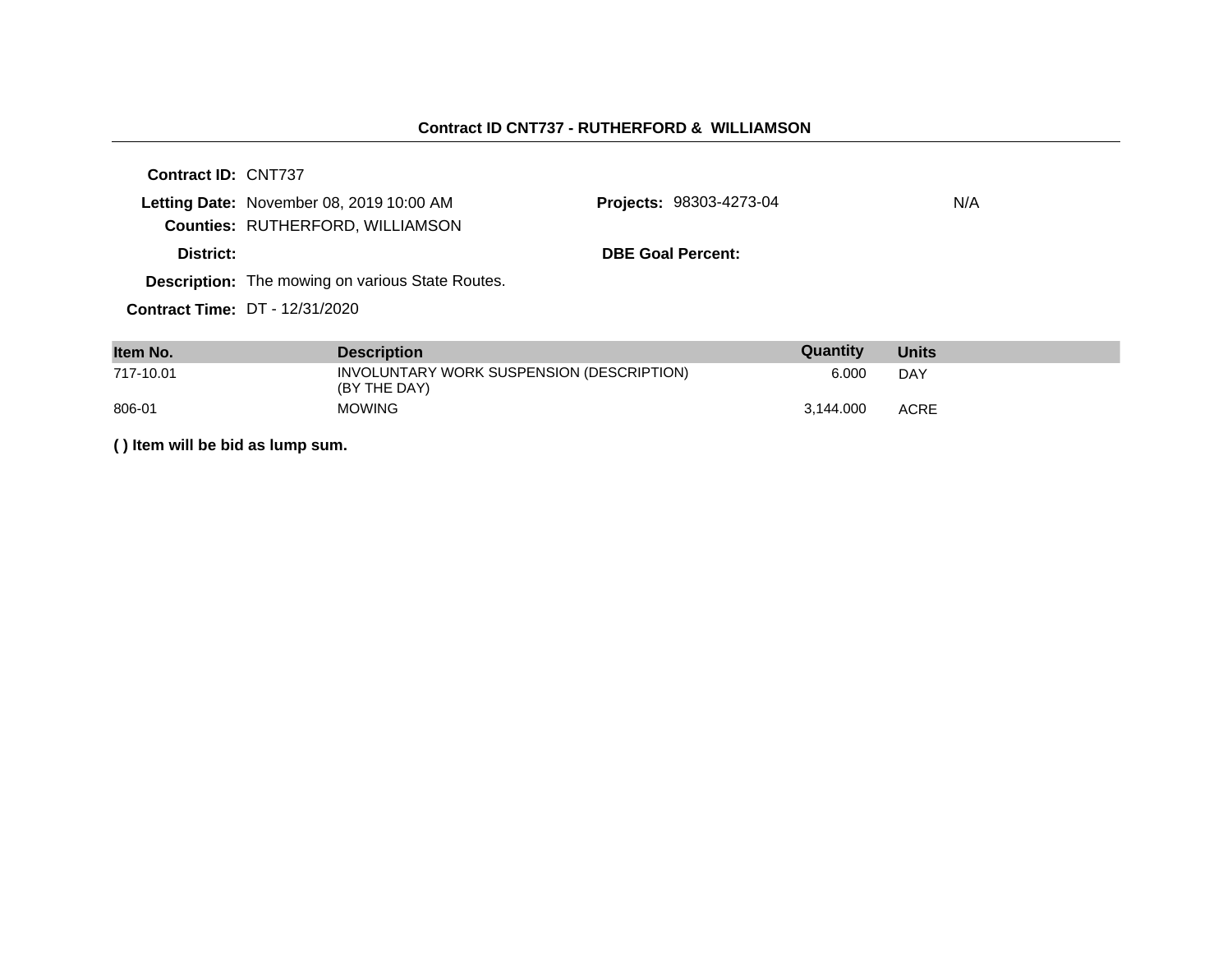## Contract ID CNT737 - RUTHERFORD & WILLIAMSON

**Contract ID:** CNT737

**Letting Date:** November 08, 2019 10:00 AM

**Projects:** 98303-4273-04 N/A

**Counties:** RUTHERFORD, WILLIAMSON

**District:**

**DBE Goal Percent:**

**Description:** The mowing on various State Routes.

**Contract Time:** DT - 12/31/2020

| Item No. | Description | Quantity | Units |
|---|---|---|---|
| 717-10.01 | INVOLUNTARY WORK SUSPENSION (DESCRIPTION) (BY THE DAY) | 6.000 | DAY |
| 806-01 | MOWING | 3,144.000 | ACRE |

**( ) Item will be bid as lump sum.**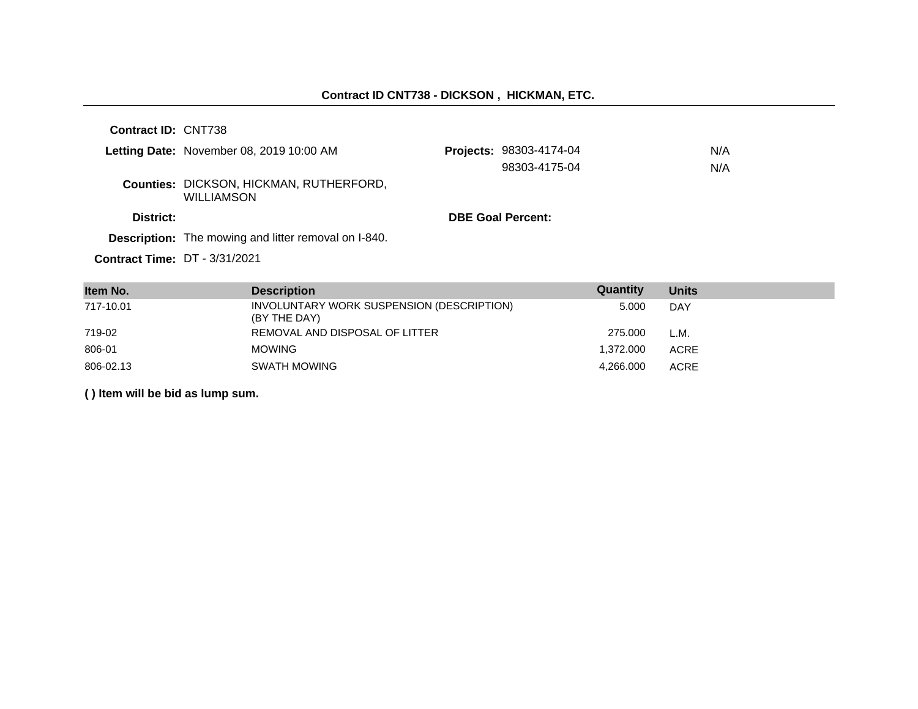## Contract ID CNT738 - DICKSON , HICKMAN, ETC.

**Contract ID:** CNT738

**Letting Date:** November 08, 2019 10:00 AM

**Projects:** 98303-4174-04 N/A
98303-4175-04 N/A

**Counties:** DICKSON, HICKMAN, RUTHERFORD, WILLIAMSON

**District:**

**DBE Goal Percent:**

**Description:** The mowing and litter removal on I-840.

**Contract Time:** DT - 3/31/2021

| Item No. | Description | Quantity | Units |
|---|---|---|---|
| 717-10.01 | INVOLUNTARY WORK SUSPENSION (DESCRIPTION) (BY THE DAY) | 5.000 | DAY |
| 719-02 | REMOVAL AND DISPOSAL OF LITTER | 275.000 | L.M. |
| 806-01 | MOWING | 1,372.000 | ACRE |
| 806-02.13 | SWATH MOWING | 4,266.000 | ACRE |

**( ) Item will be bid as lump sum.**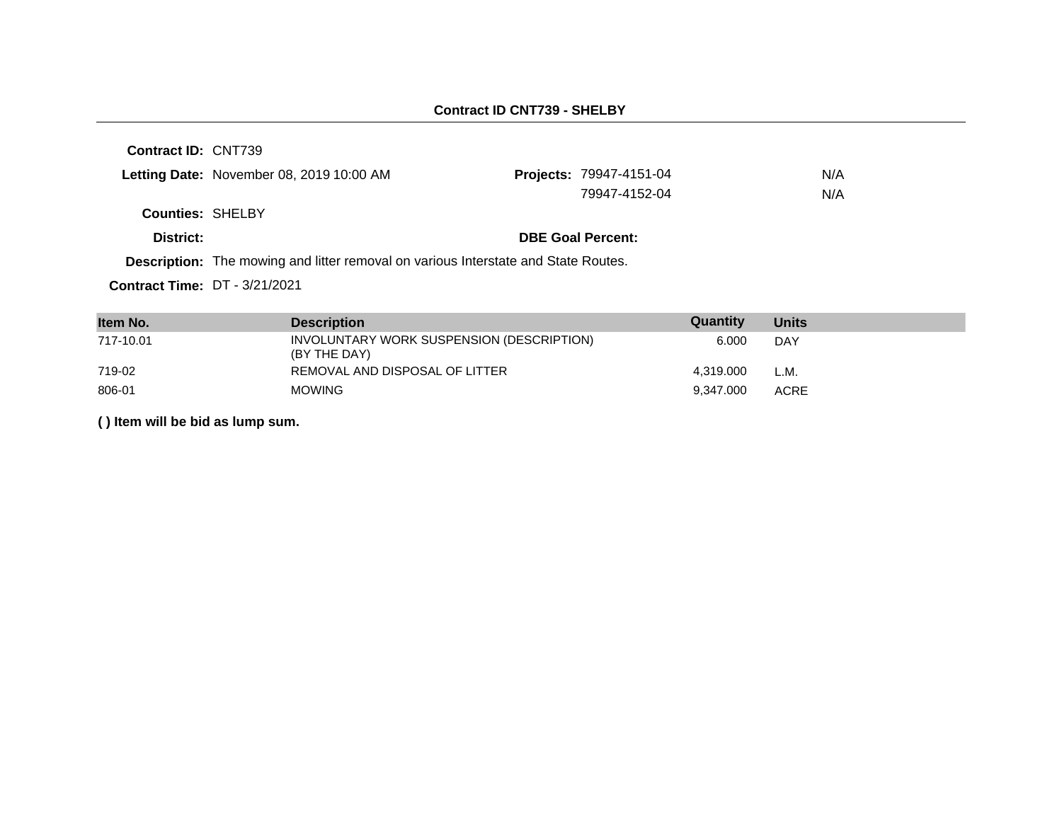## Contract ID CNT739 - SHELBY

**Contract ID:** CNT739

**Letting Date:** November 08, 2019 10:00 AM

**Projects:** 79947-4151-04 N/A
79947-4152-04 N/A

**Counties:** SHELBY

**District:**

**DBE Goal Percent:**

**Description:** The mowing and litter removal on various Interstate and State Routes.

**Contract Time:** DT - 3/21/2021

| Item No. | Description | Quantity | Units |
|---|---|---|---|
| 717-10.01 | INVOLUNTARY WORK SUSPENSION (DESCRIPTION) (BY THE DAY) | 6.000 | DAY |
| 719-02 | REMOVAL AND DISPOSAL OF LITTER | 4,319.000 | L.M. |
| 806-01 | MOWING | 9,347.000 | ACRE |

**( ) Item will be bid as lump sum.**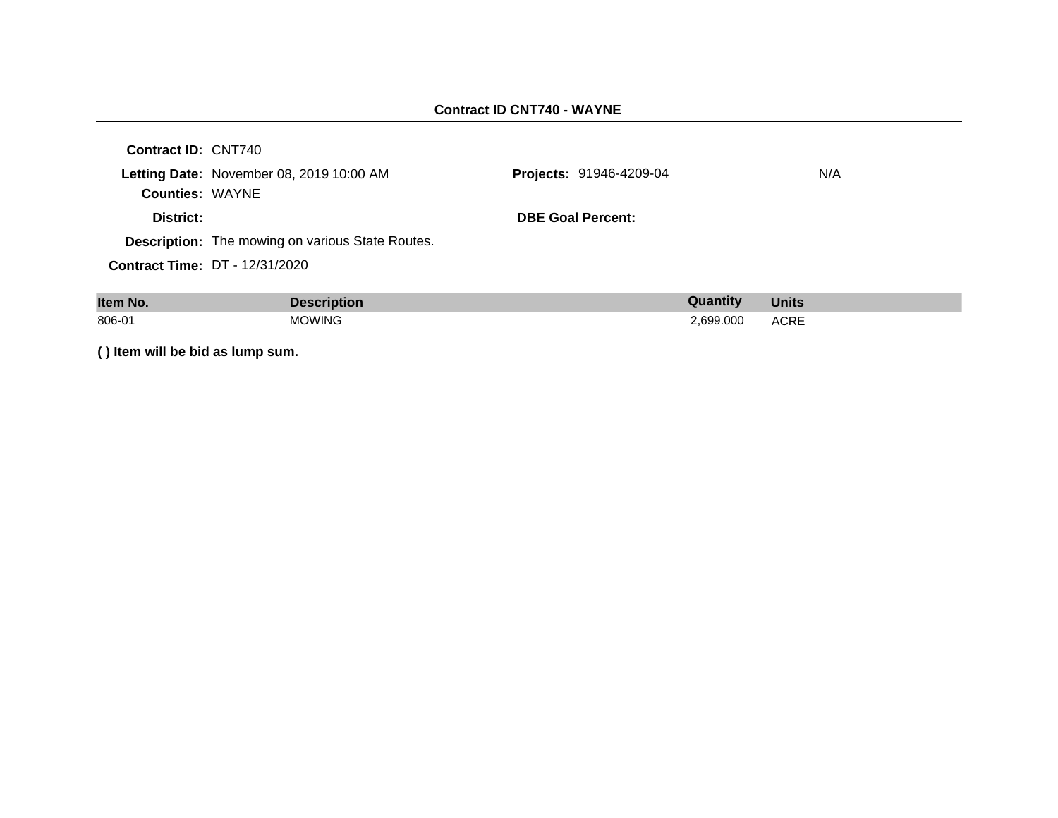## Contract ID CNT740 - WAYNE

**Contract ID:** CNT740

**Letting Date:** November 08, 2019 10:00 AM

**Projects:** 91946-4209-04 N/A

**Counties:** WAYNE

**District:**

**DBE Goal Percent:**

**Description:** The mowing on various State Routes.

**Contract Time:** DT - 12/31/2020

| Item No. | Description | Quantity | Units |
|---|---|---|---|
| 806-01 | MOWING | 2,699.000 | ACRE |

**( ) Item will be bid as lump sum.**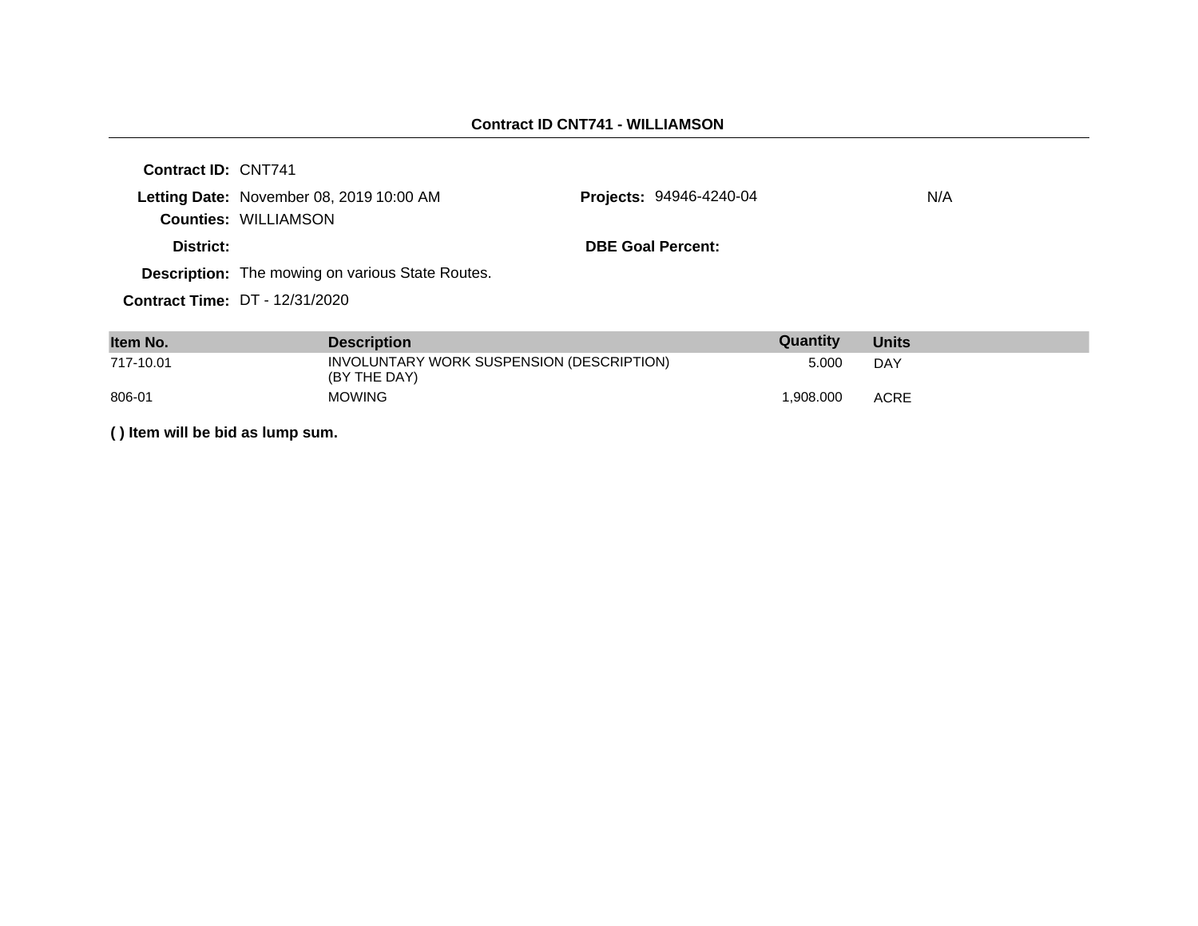**Contract ID CNT741 - WILLIAMSON**

**Contract ID:** CNT741

**Letting Date:** November 08, 2019 10:00 AM

**Projects:** 94946-4240-04 N/A

**Counties:** WILLIAMSON

**District:**

**DBE Goal Percent:**

**Description:** The mowing on various State Routes.

**Contract Time:** DT - 12/31/2020

| Item No. | Description | Quantity | Units |
|---|---|---|---|
| 717-10.01 | INVOLUNTARY WORK SUSPENSION (DESCRIPTION) (BY THE DAY) | 5.000 | DAY |
| 806-01 | MOWING | 1,908.000 | ACRE |

**( ) Item will be bid as lump sum.**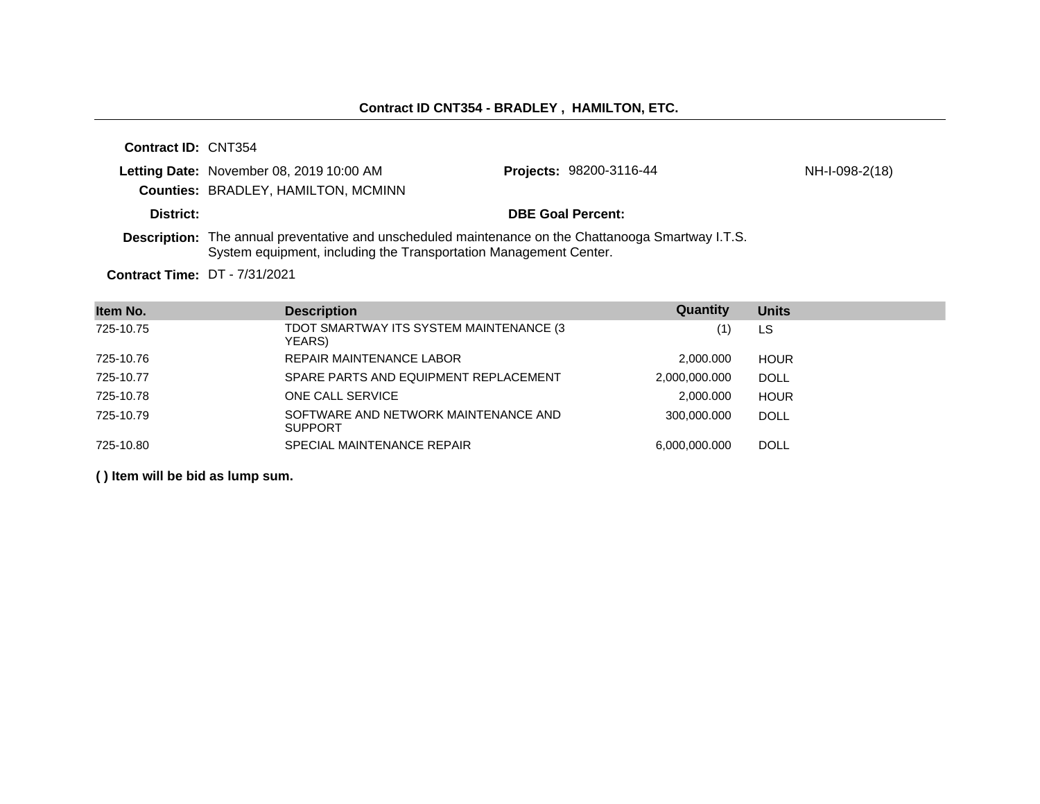**Contract ID CNT354 - BRADLEY , HAMILTON, ETC.**

**Contract ID:** CNT354

**Letting Date:** November 08, 2019 10:00 AM **Projects:** 98200-3116-44 NH-I-098-2(18)

**Counties:** BRADLEY, HAMILTON, MCMINN

**District:** **DBE Goal Percent:**

**Description:** The annual preventative and unscheduled maintenance on the Chattanooga Smartway I.T.S. System equipment, including the Transportation Management Center.

**Contract Time:** DT - 7/31/2021

| Item No. | Description | Quantity | Units |
|---|---|---|---|
| 725-10.75 | TDOT SMARTWAY ITS SYSTEM MAINTENANCE (3 YEARS) | (1) | LS |
| 725-10.76 | REPAIR MAINTENANCE LABOR | 2,000.000 | HOUR |
| 725-10.77 | SPARE PARTS AND EQUIPMENT REPLACEMENT | 2,000,000.000 | DOLL |
| 725-10.78 | ONE CALL SERVICE | 2,000.000 | HOUR |
| 725-10.79 | SOFTWARE AND NETWORK MAINTENANCE AND SUPPORT | 300,000.000 | DOLL |
| 725-10.80 | SPECIAL MAINTENANCE REPAIR | 6,000,000.000 | DOLL |

**( ) Item will be bid as lump sum.**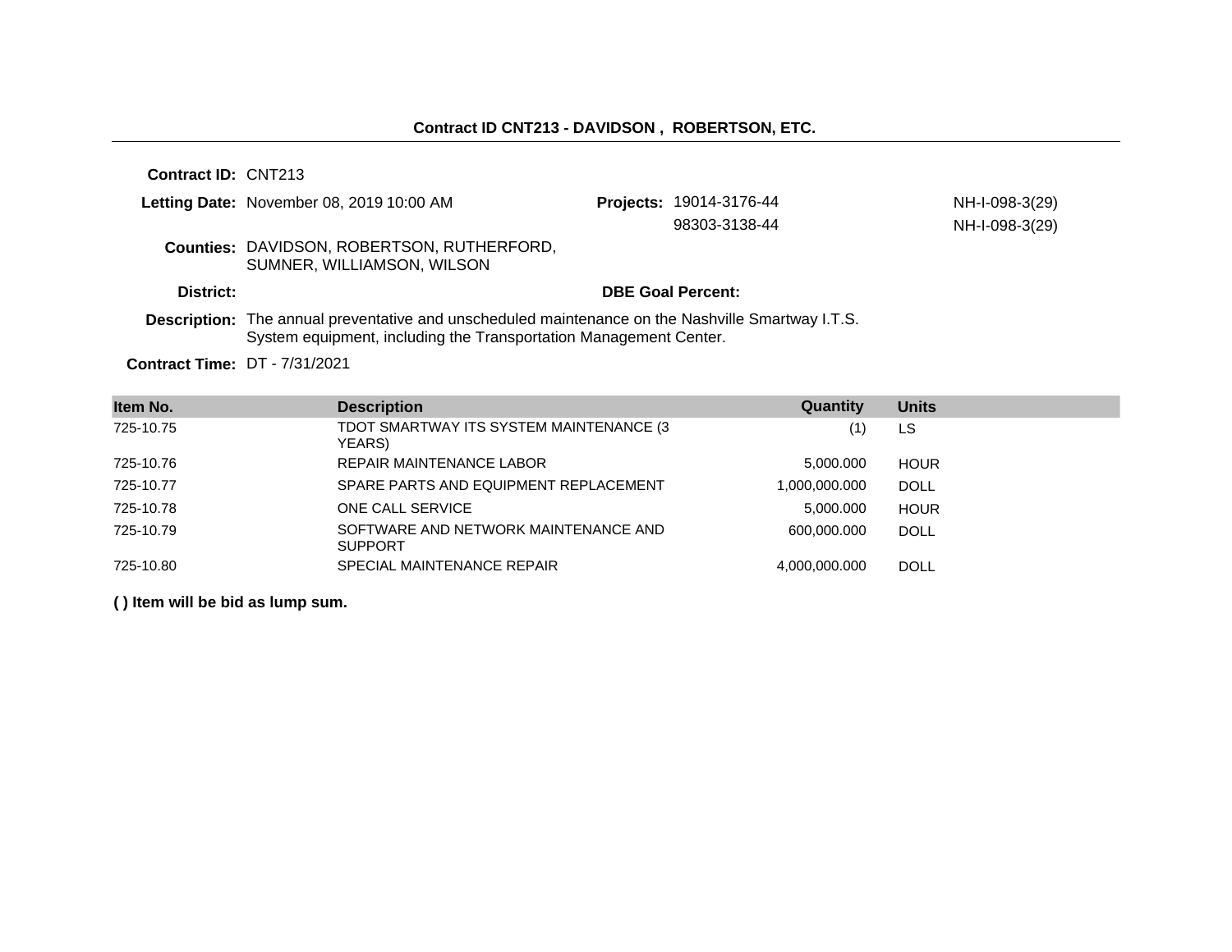## Contract ID CNT213 - DAVIDSON , ROBERTSON, ETC.

**Contract ID:** CNT213

**Letting Date:** November 08, 2019 10:00 AM

**Projects:** 19014-3176-44 NH-I-098-3(29)
98303-3138-44 NH-I-098-3(29)

**Counties:** DAVIDSON, ROBERTSON, RUTHERFORD, SUMNER, WILLIAMSON, WILSON

**District:**

**DBE Goal Percent:**

**Description:** The annual preventative and unscheduled maintenance on the Nashville Smartway I.T.S. System equipment, including the Transportation Management Center.

**Contract Time:** DT - 7/31/2021

| Item No. | Description | Quantity | Units |
|---|---|---|---|
| 725-10.75 | TDOT SMARTWAY ITS SYSTEM MAINTENANCE (3 YEARS) | (1) | LS |
| 725-10.76 | REPAIR MAINTENANCE LABOR | 5,000.000 | HOUR |
| 725-10.77 | SPARE PARTS AND EQUIPMENT REPLACEMENT | 1,000,000.000 | DOLL |
| 725-10.78 | ONE CALL SERVICE | 5,000.000 | HOUR |
| 725-10.79 | SOFTWARE AND NETWORK MAINTENANCE AND SUPPORT | 600,000.000 | DOLL |
| 725-10.80 | SPECIAL MAINTENANCE REPAIR | 4,000,000.000 | DOLL |

**( ) Item will be bid as lump sum.**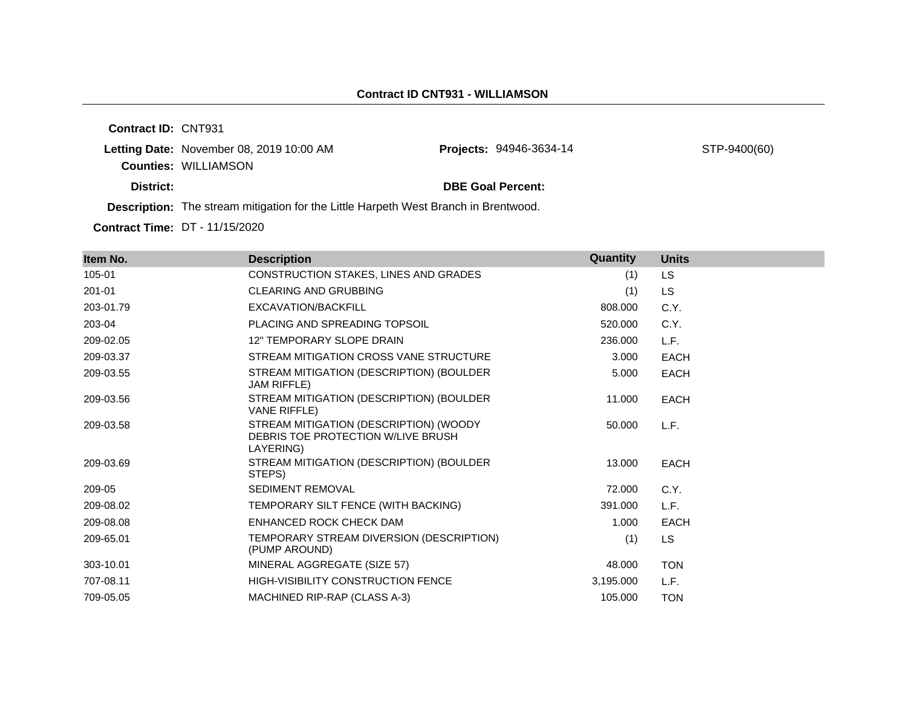**Contract ID CNT931 - WILLIAMSON**

---

**Contract ID:** CNT931

**Letting Date:** November 08, 2019 10:00 AM  **Projects:** 94946-3634-14  STP-9400(60)

**Counties:** WILLIAMSON

**District:**  **DBE Goal Percent:**

**Description:** The stream mitigation for the Little Harpeth West Branch in Brentwood.

**Contract Time:** DT - 11/15/2020

| Item No. | Description | Quantity | Units |
|---|---|---|---|
| 105-01 | CONSTRUCTION STAKES, LINES AND GRADES | (1) | LS |
| 201-01 | CLEARING AND GRUBBING | (1) | LS |
| 203-01.79 | EXCAVATION/BACKFILL | 808.000 | C.Y. |
| 203-04 | PLACING AND SPREADING TOPSOIL | 520.000 | C.Y. |
| 209-02.05 | 12" TEMPORARY SLOPE DRAIN | 236.000 | L.F. |
| 209-03.37 | STREAM MITIGATION CROSS VANE STRUCTURE | 3.000 | EACH |
| 209-03.55 | STREAM MITIGATION (DESCRIPTION) (BOULDER JAM RIFFLE) | 5.000 | EACH |
| 209-03.56 | STREAM MITIGATION (DESCRIPTION) (BOULDER VANE RIFFLE) | 11.000 | EACH |
| 209-03.58 | STREAM MITIGATION (DESCRIPTION) (WOODY DEBRIS TOE PROTECTION W/LIVE BRUSH LAYERING) | 50.000 | L.F. |
| 209-03.69 | STREAM MITIGATION (DESCRIPTION) (BOULDER STEPS) | 13.000 | EACH |
| 209-05 | SEDIMENT REMOVAL | 72.000 | C.Y. |
| 209-08.02 | TEMPORARY SILT FENCE (WITH BACKING) | 391.000 | L.F. |
| 209-08.08 | ENHANCED ROCK CHECK DAM | 1.000 | EACH |
| 209-65.01 | TEMPORARY STREAM DIVERSION (DESCRIPTION) (PUMP AROUND) | (1) | LS |
| 303-10.01 | MINERAL AGGREGATE (SIZE 57) | 48.000 | TON |
| 707-08.11 | HIGH-VISIBILITY CONSTRUCTION FENCE | 3,195.000 | L.F. |
| 709-05.05 | MACHINED RIP-RAP (CLASS A-3) | 105.000 | TON |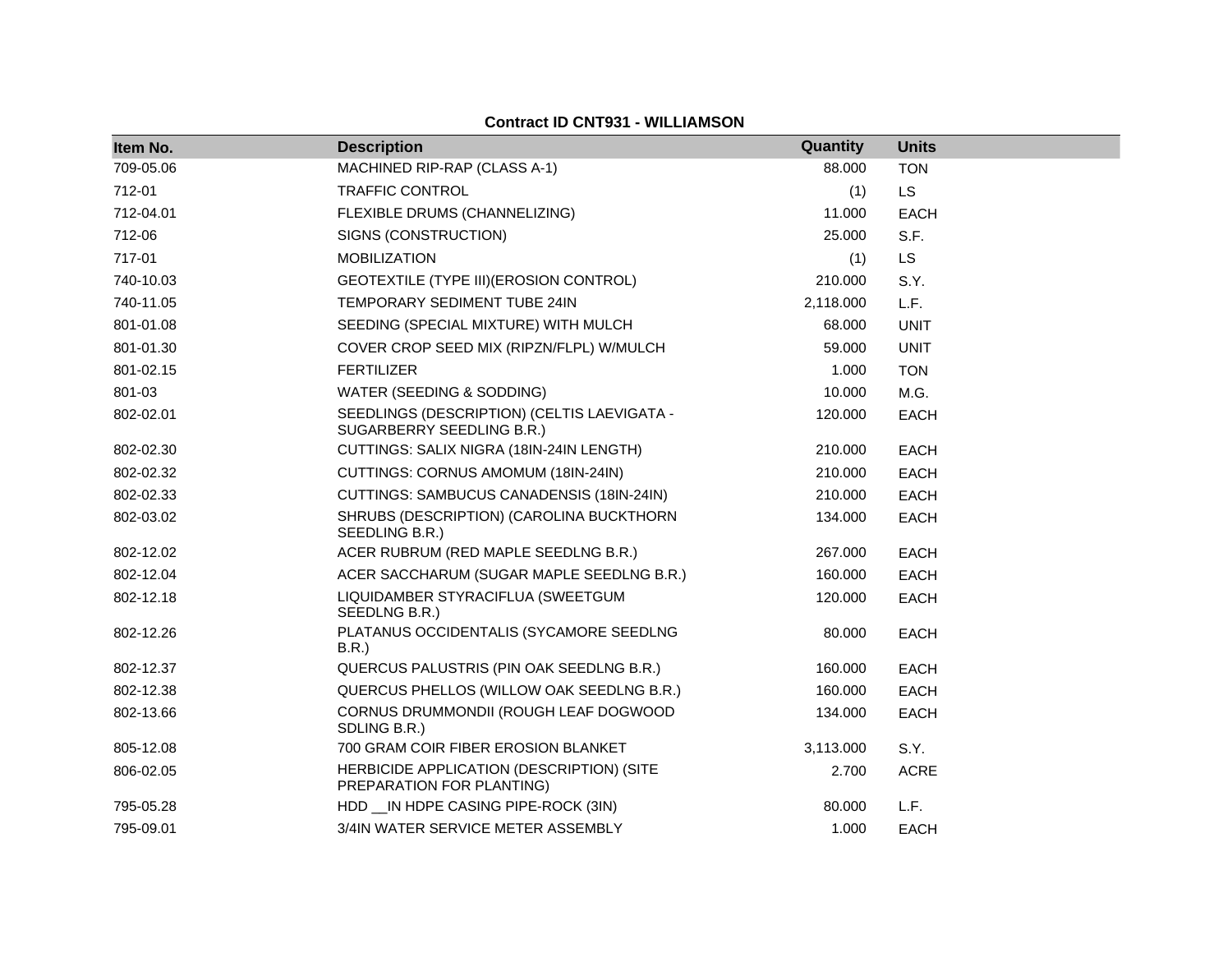**Contract ID CNT931 - WILLIAMSON**

| Item No. | Description | Quantity | Units |
|---|---|---|---|
| 709-05.06 | MACHINED RIP-RAP (CLASS A-1) | 88.000 | TON |
| 712-01 | TRAFFIC CONTROL | (1) | LS |
| 712-04.01 | FLEXIBLE DRUMS (CHANNELIZING) | 11.000 | EACH |
| 712-06 | SIGNS (CONSTRUCTION) | 25.000 | S.F. |
| 717-01 | MOBILIZATION | (1) | LS |
| 740-10.03 | GEOTEXTILE (TYPE III)(EROSION CONTROL) | 210.000 | S.Y. |
| 740-11.05 | TEMPORARY SEDIMENT TUBE 24IN | 2,118.000 | L.F. |
| 801-01.08 | SEEDING (SPECIAL MIXTURE) WITH MULCH | 68.000 | UNIT |
| 801-01.30 | COVER CROP SEED MIX (RIPZN/FLPL) W/MULCH | 59.000 | UNIT |
| 801-02.15 | FERTILIZER | 1.000 | TON |
| 801-03 | WATER (SEEDING & SODDING) | 10.000 | M.G. |
| 802-02.01 | SEEDLINGS (DESCRIPTION) (CELTIS LAEVIGATA - SUGARBERRY SEEDLING B.R.) | 120.000 | EACH |
| 802-02.30 | CUTTINGS: SALIX NIGRA (18IN-24IN LENGTH) | 210.000 | EACH |
| 802-02.32 | CUTTINGS: CORNUS AMOMUM (18IN-24IN) | 210.000 | EACH |
| 802-02.33 | CUTTINGS: SAMBUCUS CANADENSIS (18IN-24IN) | 210.000 | EACH |
| 802-03.02 | SHRUBS (DESCRIPTION) (CAROLINA BUCKTHORN SEEDLING B.R.) | 134.000 | EACH |
| 802-12.02 | ACER RUBRUM (RED MAPLE SEEDLNG B.R.) | 267.000 | EACH |
| 802-12.04 | ACER SACCHARUM (SUGAR MAPLE SEEDLNG B.R.) | 160.000 | EACH |
| 802-12.18 | LIQUIDAMBER STYRACIFLUA (SWEETGUM SEEDLNG B.R.) | 120.000 | EACH |
| 802-12.26 | PLATANUS OCCIDENTALIS (SYCAMORE SEEDLNG B.R.) | 80.000 | EACH |
| 802-12.37 | QUERCUS PALUSTRIS (PIN OAK SEEDLNG B.R.) | 160.000 | EACH |
| 802-12.38 | QUERCUS PHELLOS (WILLOW OAK SEEDLNG B.R.) | 160.000 | EACH |
| 802-13.66 | CORNUS DRUMMONDII (ROUGH LEAF DOGWOOD SDLING B.R.) | 134.000 | EACH |
| 805-12.08 | 700 GRAM COIR FIBER EROSION BLANKET | 3,113.000 | S.Y. |
| 806-02.05 | HERBICIDE APPLICATION (DESCRIPTION) (SITE PREPARATION FOR PLANTING) | 2.700 | ACRE |
| 795-05.28 | HDD __IN HDPE CASING PIPE-ROCK (3IN) | 80.000 | L.F. |
| 795-09.01 | 3/4IN WATER SERVICE METER ASSEMBLY | 1.000 | EACH |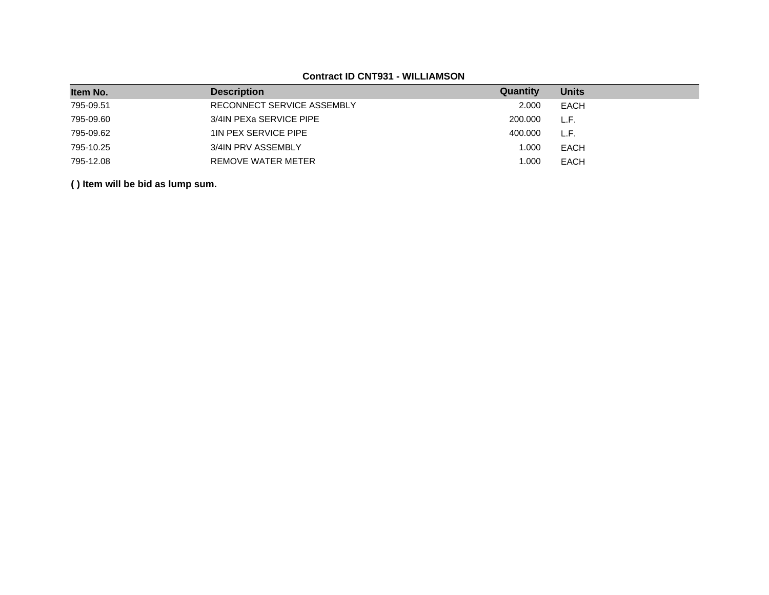**Contract ID CNT931 - WILLIAMSON**

| Item No. | Description | Quantity | Units |
|---|---|---|---|
| 795-09.51 | RECONNECT SERVICE ASSEMBLY | 2.000 | EACH |
| 795-09.60 | 3/4IN PEXa SERVICE PIPE | 200.000 | L.F. |
| 795-09.62 | 1IN PEX SERVICE PIPE | 400.000 | L.F. |
| 795-10.25 | 3/4IN PRV ASSEMBLY | 1.000 | EACH |
| 795-12.08 | REMOVE WATER METER | 1.000 | EACH |

**( ) Item will be bid as lump sum.**